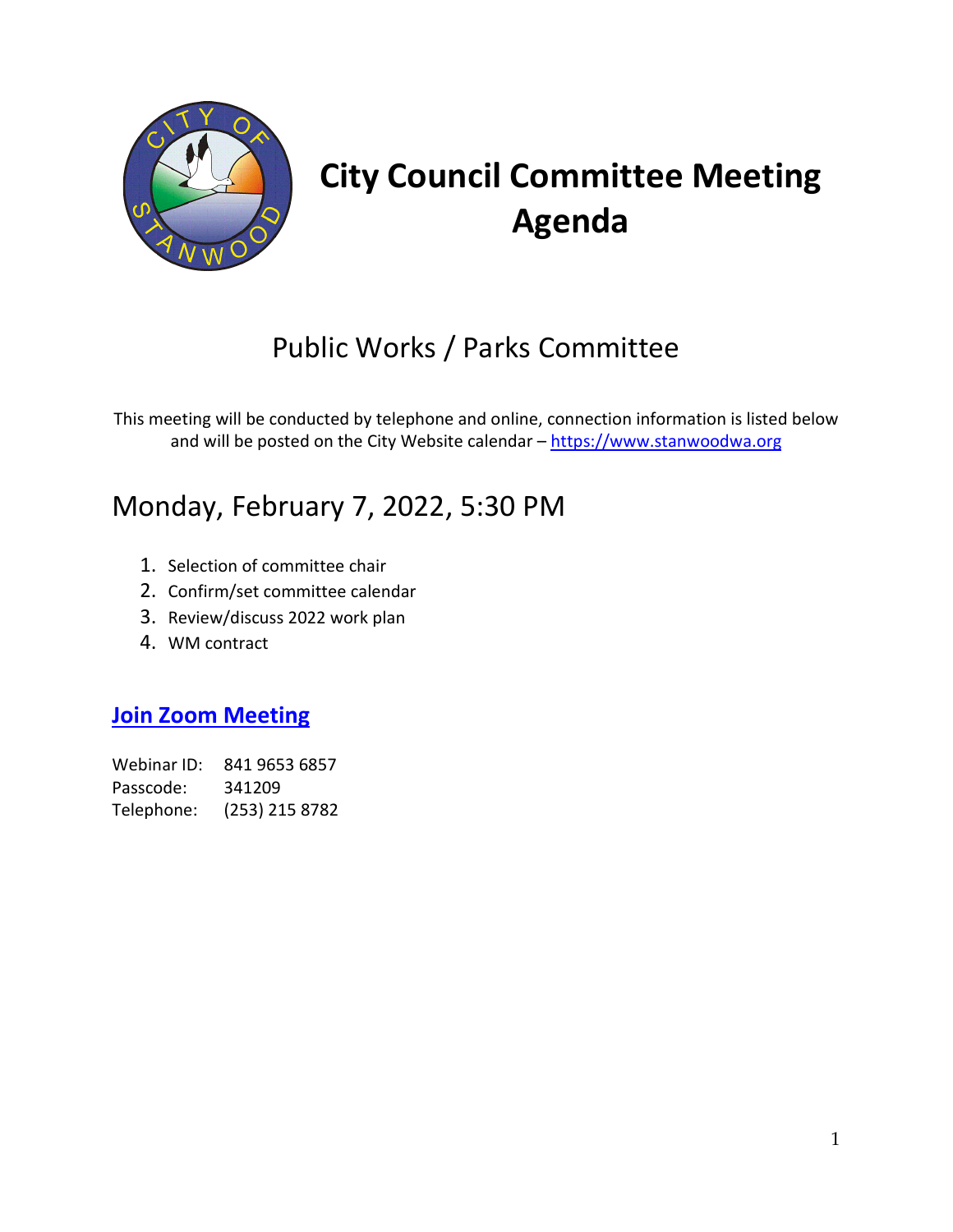# City Council Committee Meeting Agenda

## Public Works / Parks Committee

This meeting will be conducted by telephone and online, connection information is listed below and will be posted on the City Website calendar – https://www.stanwoodwa.org

## Monday, February 7, 2022, 5:30 PM

1. Selection of committee chair
2. Confirm/set committee calendar
3. Review/discuss 2022 work plan
4. WM contract

### **Join Zoom Meeting**

Webinar ID: 841 9653 6857
Passcode: 341209
Telephone: (253) 215 8782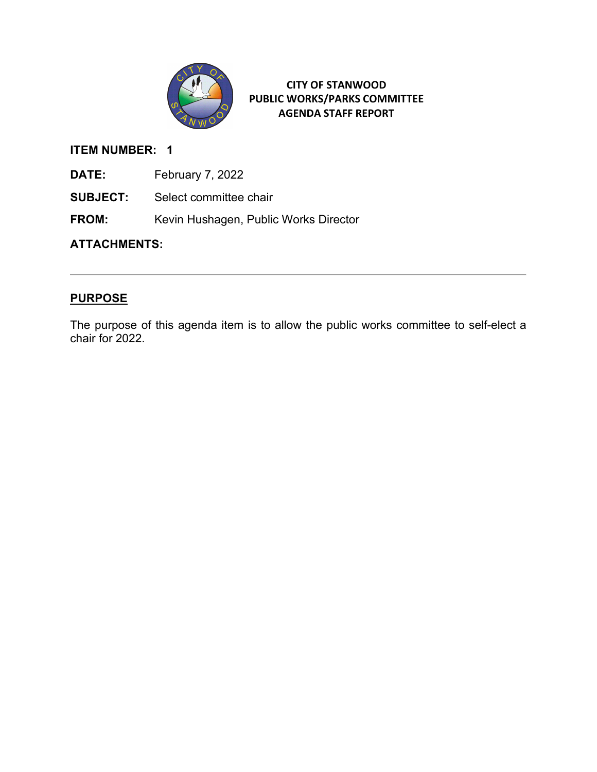**CITY OF STANWOOD**
**PUBLIC WORKS/PARKS COMMITTEE**
**AGENDA STAFF REPORT**

**ITEM NUMBER:** 1

**DATE:** February 7, 2022

**SUBJECT:** Select committee chair

**FROM:** Kevin Hushagen, Public Works Director

**ATTACHMENTS:**

---

## PURPOSE

The purpose of this agenda item is to allow the public works committee to self-elect a chair for 2022.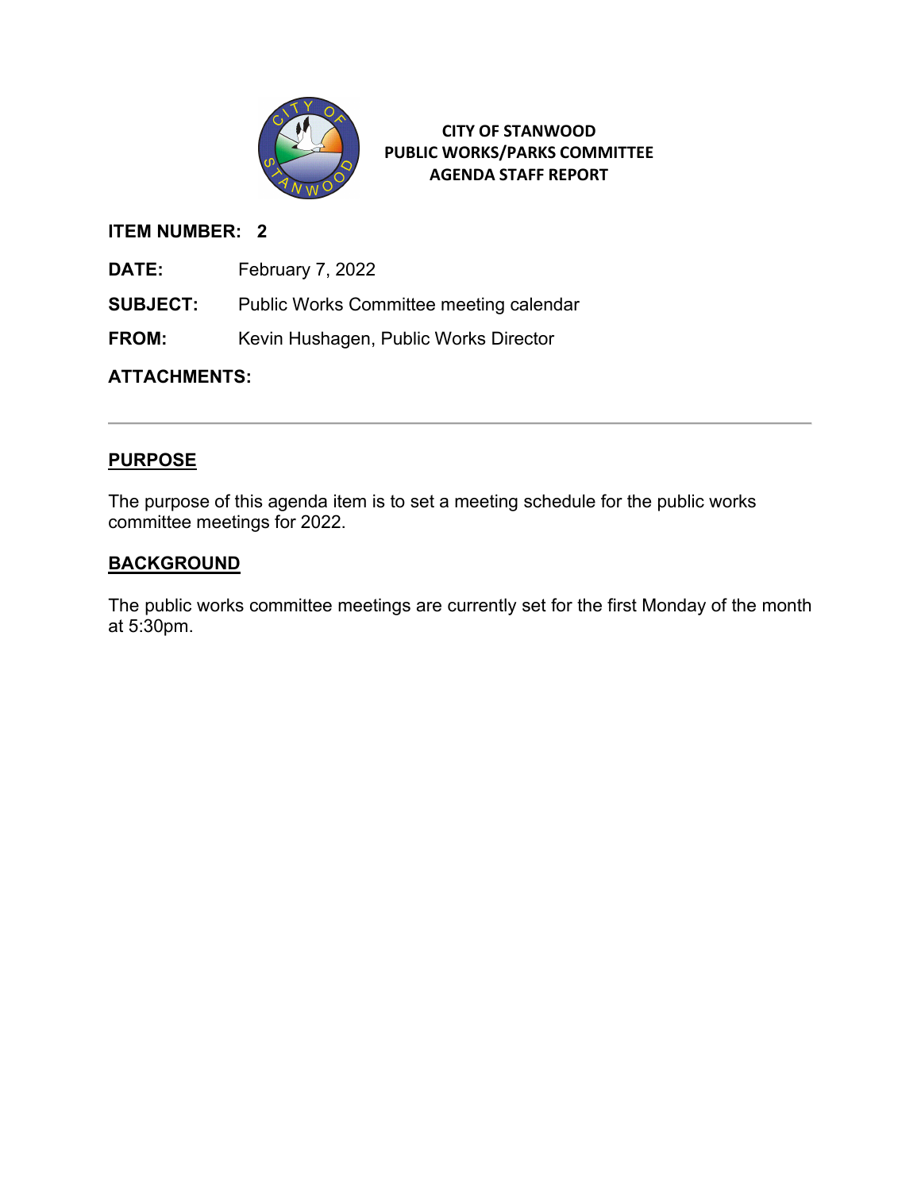**CITY OF STANWOOD**
**PUBLIC WORKS/PARKS COMMITTEE**
**AGENDA STAFF REPORT**

**ITEM NUMBER: 2**

**DATE:** February 7, 2022

**SUBJECT:** Public Works Committee meeting calendar

**FROM:** Kevin Hushagen, Public Works Director

**ATTACHMENTS:**

---

## PURPOSE

The purpose of this agenda item is to set a meeting schedule for the public works committee meetings for 2022.

## BACKGROUND

The public works committee meetings are currently set for the first Monday of the month at 5:30pm.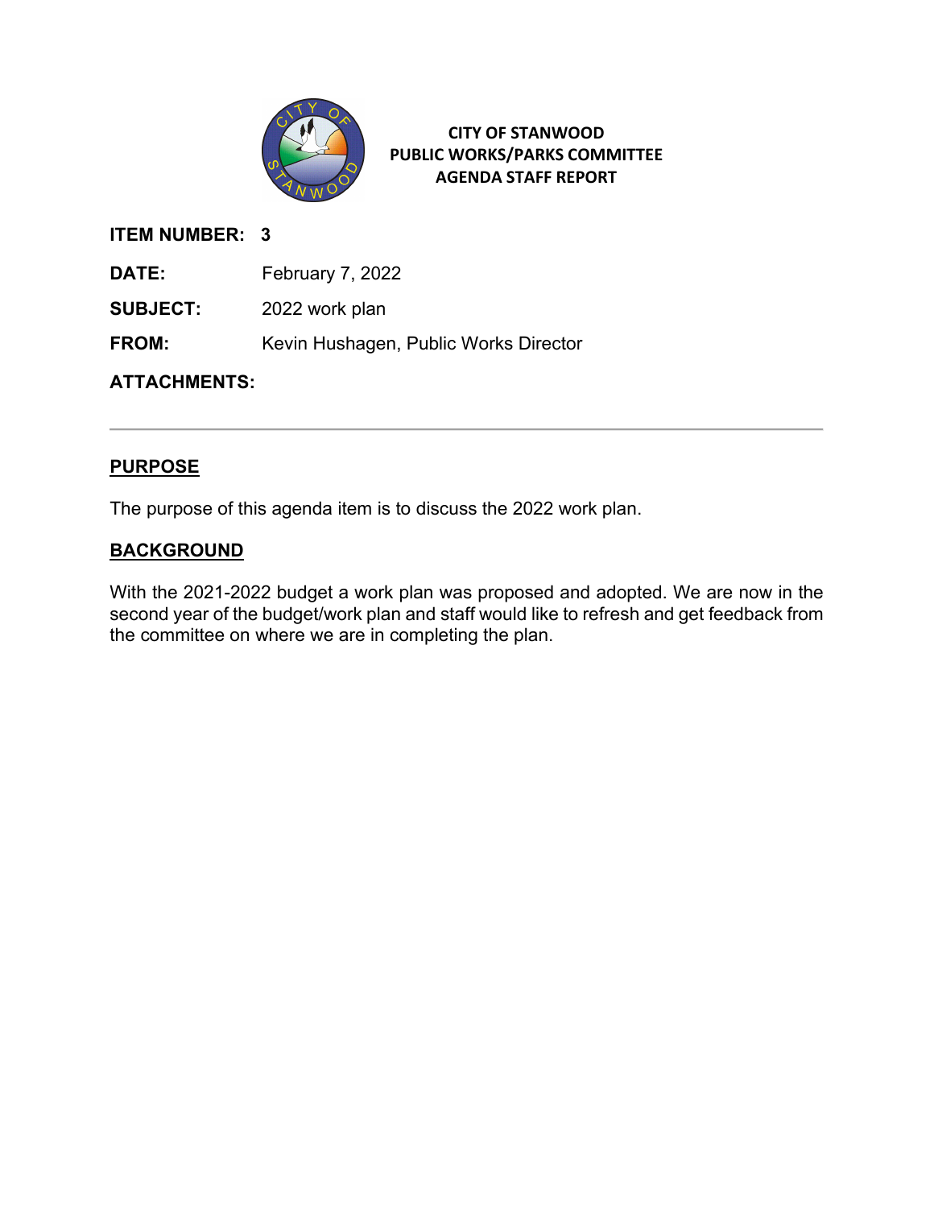**CITY OF STANWOOD**
**PUBLIC WORKS/PARKS COMMITTEE**
**AGENDA STAFF REPORT**

**ITEM NUMBER:** 3

**DATE:** February 7, 2022

**SUBJECT:** 2022 work plan

**FROM:** Kevin Hushagen, Public Works Director

**ATTACHMENTS:**

---

## PURPOSE

The purpose of this agenda item is to discuss the 2022 work plan.

## BACKGROUND

With the 2021-2022 budget a work plan was proposed and adopted. We are now in the second year of the budget/work plan and staff would like to refresh and get feedback from the committee on where we are in completing the plan.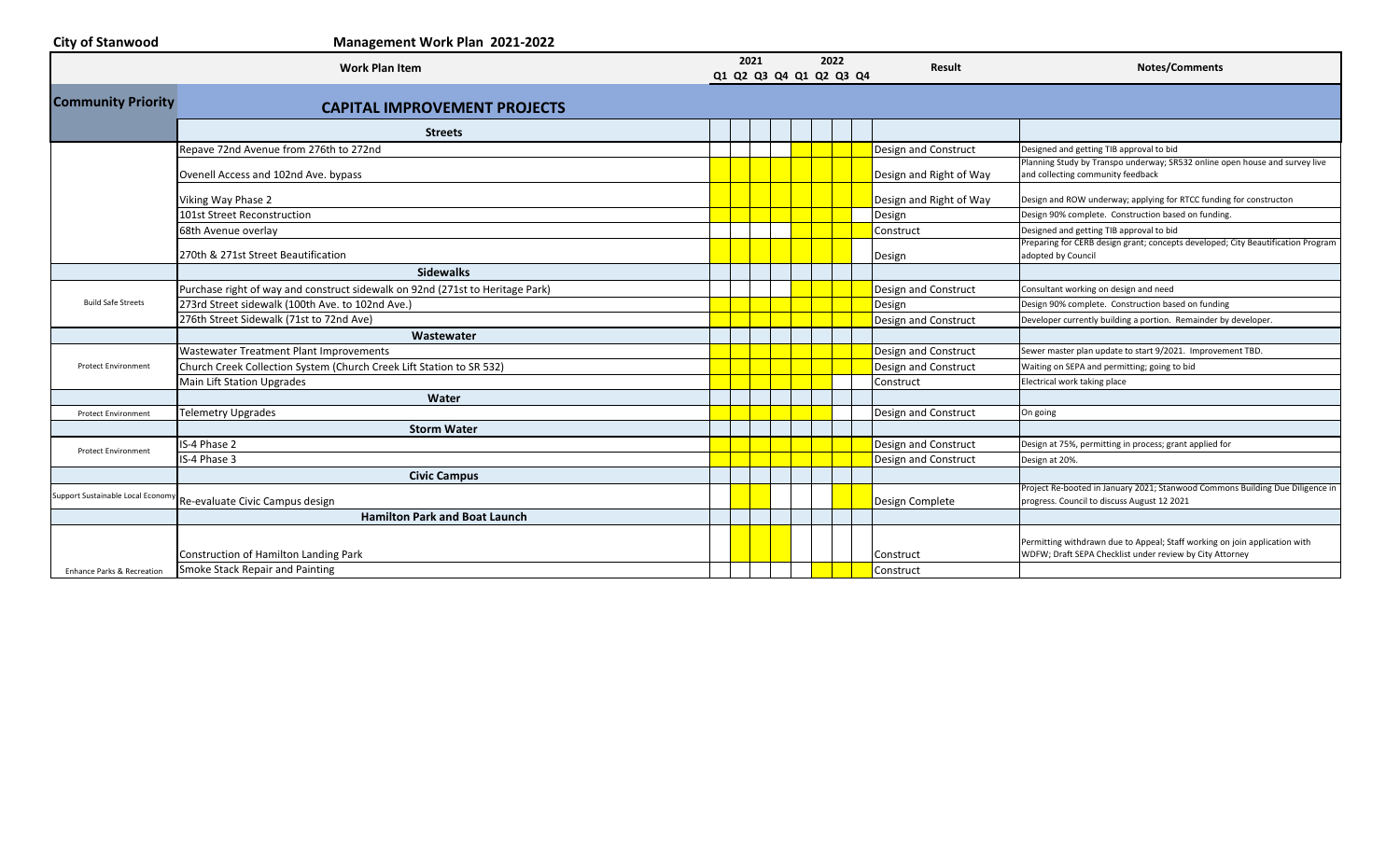**City of Stanwood** **Management Work Plan 2021-2022**

| Community Priority | Work Plan Item | 2021 Q1 | 2021 Q2 | 2021 Q3 | 2021 Q4 | 2022 Q1 | 2022 Q2 | 2022 Q3 | 2022 Q4 | Result | Notes/Comments |
|---|---|---|---|---|---|---|---|---|---|---|---|
| | **CAPITAL IMPROVEMENT PROJECTS** | | | | | | | | | | |
| | **Streets** | | | | | | | | | | |
| | Repave 72nd Avenue from 276th to 272nd | | | | | X | X | X | | Design and Construct | Designed and getting TIB approval to bid |
| | Ovenell Access and 102nd Ave. bypass | X | X | X | X | X | X | X | | Design and Right of Way | Planning Study by Transpo underway; SR532 online open house and survey live and collecting community feedback |
| | Viking Way Phase 2 | X | X | X | X | X | X | X | | Design and Right of Way | Design and ROW underway; applying for RTCC funding for constructon |
| | 101st Street Reconstruction | X | X | X | X | X | X | X | | Design | Design 90% complete. Construction based on funding. |
| | 68th Avenue overlay | | | | | X | X | X | | Construct | Designed and getting TIB approval to bid |
| | 270th & 271st Street Beautification | X | X | X | X | X | X | X | | Design | Preparing for CERB design grant; concepts developed; City Beautification Program adopted by Council |
| | **Sidewalks** | | | | | | | | | | |
| | Purchase right of way and construct sidewalk on 92nd (271st to Heritage Park) | | | | | X | X | X | | Design and Construct | Consultant working on design and need |
| Build Safe Streets | 273rd Street sidewalk (100th Ave. to 102nd Ave.) | X | X | X | X | X | X | X | | Design | Design 90% complete. Construction based on funding |
| | 276th Street Sidewalk (71st to 72nd Ave) | X | X | X | X | X | X | X | | Design and Construct | Developer currently building a portion. Remainder by developer. |
| | **Wastewater** | | | | | | | | | | |
| | Wastewater Treatment Plant Improvements | X | X | X | X | X | X | X | | Design and Construct | Sewer master plan update to start 9/2021. Improvement TBD. |
| Protect Environment | Church Creek Collection System (Church Creek Lift Station to SR 532) | X | X | X | X | X | X | X | | Design and Construct | Waiting on SEPA and permitting; going to bid |
| | Main Lift Station Upgrades | X | X | X | X | X | X | | | Construct | Electrical work taking place |
| | **Water** | | | | | | | | | | |
| Protect Environment | Telemetry Upgrades | X | X | X | X | X | X | | | Design and Construct | On going |
| | **Storm Water** | | | | | | | | | | |
| Protect Environment | IS-4 Phase 2 | X | X | X | X | X | X | X | | Design and Construct | Design at 75%, permitting in process; grant applied for |
| | IS-4 Phase 3 | X | X | X | X | X | X | X | | Design and Construct | Design at 20%. |
| | **Civic Campus** | | | | | | | | | | |
| Support Sustainable Local Economy | Re-evaluate Civic Campus design | | X | X | | | | X | | Design Complete | Project Re-booted in January 2021; Stanwood Commons Building Due Diligence in progress. Council to discuss August 12 2021 |
| | **Hamilton Park and Boat Launch** | | | | | | | | | | |
| | Construction of Hamilton Landing Park | | X | X | | | | | | Construct | Permitting withdrawn due to Appeal; Staff working on join application with WDFW; Draft SEPA Checklist under review by City Attorney |
| Enhance Parks & Recreation | Smoke Stack Repair and Painting | | | | | | X | X | | Construct | |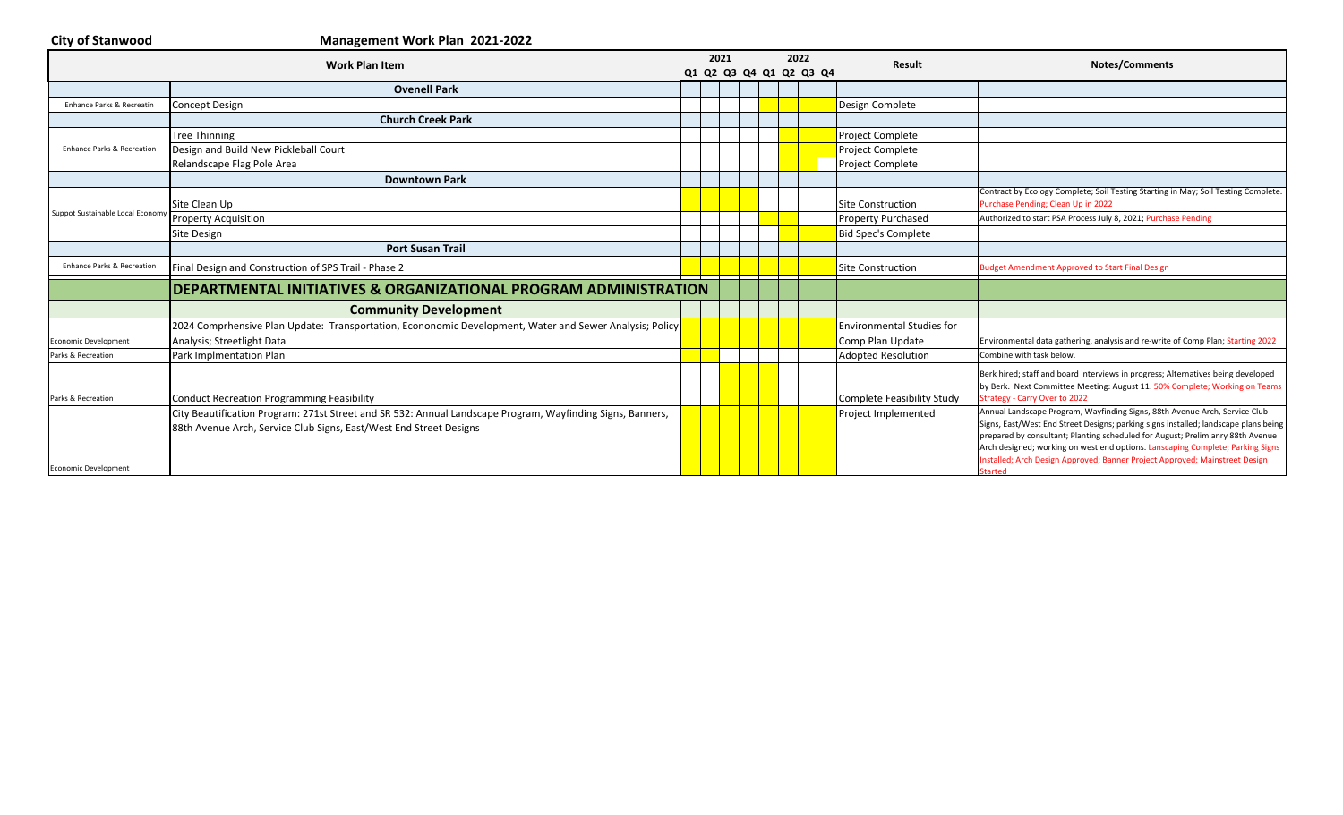**City of Stanwood** **Management Work Plan 2021-2022**

| | Work Plan Item | 2021 Q1 | 2021 Q2 | 2021 Q3 | 2021 Q4 | 2022 Q1 | 2022 Q2 | 2022 Q3 | 2022 Q4 | Result | Notes/Comments |
|---|---|---|---|---|---|---|---|---|---|---|---|
| | **Ovenell Park** | | | | | | | | | | |
| Enhance Parks & Recreatin | Concept Design | | | | | | | | | Design Complete | |
| | **Church Creek Park** | | | | | | | | | | |
| Enhance Parks & Recreation | Tree Thinning | | | | | | | | | Project Complete | |
| | Design and Build New Pickleball Court | | | | | | | | | Project Complete | |
| | Relandscape Flag Pole Area | | | | | | | | | Project Complete | |
| | **Downtown Park** | | | | | | | | | | |
| Suppot Sustainable Local Economy | Site Clean Up | | | | | | | | | Site Construction | Contract by Ecology Complete; Soil Testing Starting in May; Soil Testing Complete. Purchase Pending; Clean Up in 2022 |
| | Property Acquisition | | | | | | | | | Property Purchased | Authorized to start PSA Process July 8, 2021; Purchase Pending |
| | Site Design | | | | | | | | | Bid Spec's Complete | |
| | **Port Susan Trail** | | | | | | | | | | |
| Enhance Parks & Recreation | Final Design and Construction of SPS Trail - Phase 2 | | | | | | | | | Site Construction | Budget Amendment Approved to Start Final Design |
| | **DEPARTMENTAL INITIATIVES & ORGANIZATIONAL PROGRAM ADMINISTRATION** | | | | | | | | | | |
| | **Community Development** | | | | | | | | | | |
| Economic Development | 2024 Comprhensive Plan Update: Transportation, Econonomic Development, Water and Sewer Analysis; Policy Analysis; Streetlight Data | | | | | | | | | Environmental Studies for Comp Plan Update | Environmental data gathering, analysis and re-write of Comp Plan; Starting 2022 |
| Parks & Recreation | Park Implmentation Plan | | | | | | | | | Adopted Resolution | Combine with task below. |
| Parks & Recreation | Conduct Recreation Programming Feasibility | | | | | | | | | Complete Feasibility Study | Berk hired; staff and board interviews in progress; Alternatives being developed by Berk. Next Committee Meeting: August 11. 50% Complete; Working on Teams Strategy - Carry Over to 2022 |
| Economic Development | City Beautification Program: 271st Street and SR 532: Annual Landscape Program, Wayfinding Signs, Banners, 88th Avenue Arch, Service Club Signs, East/West End Street Designs | | | | | | | | | Project Implemented | Annual Landscape Program, Wayfinding Signs, 88th Avenue Arch, Service Club Signs, East/West End Street Designs; parking signs installed; landscape plans being prepared by consultant; Planting scheduled for August; Prelimianry 88th Avenue Arch designed; working on west end options. Lanscaping Complete; Parking Signs Installed; Arch Design Approved; Banner Project Approved; Mainstreet Design Started |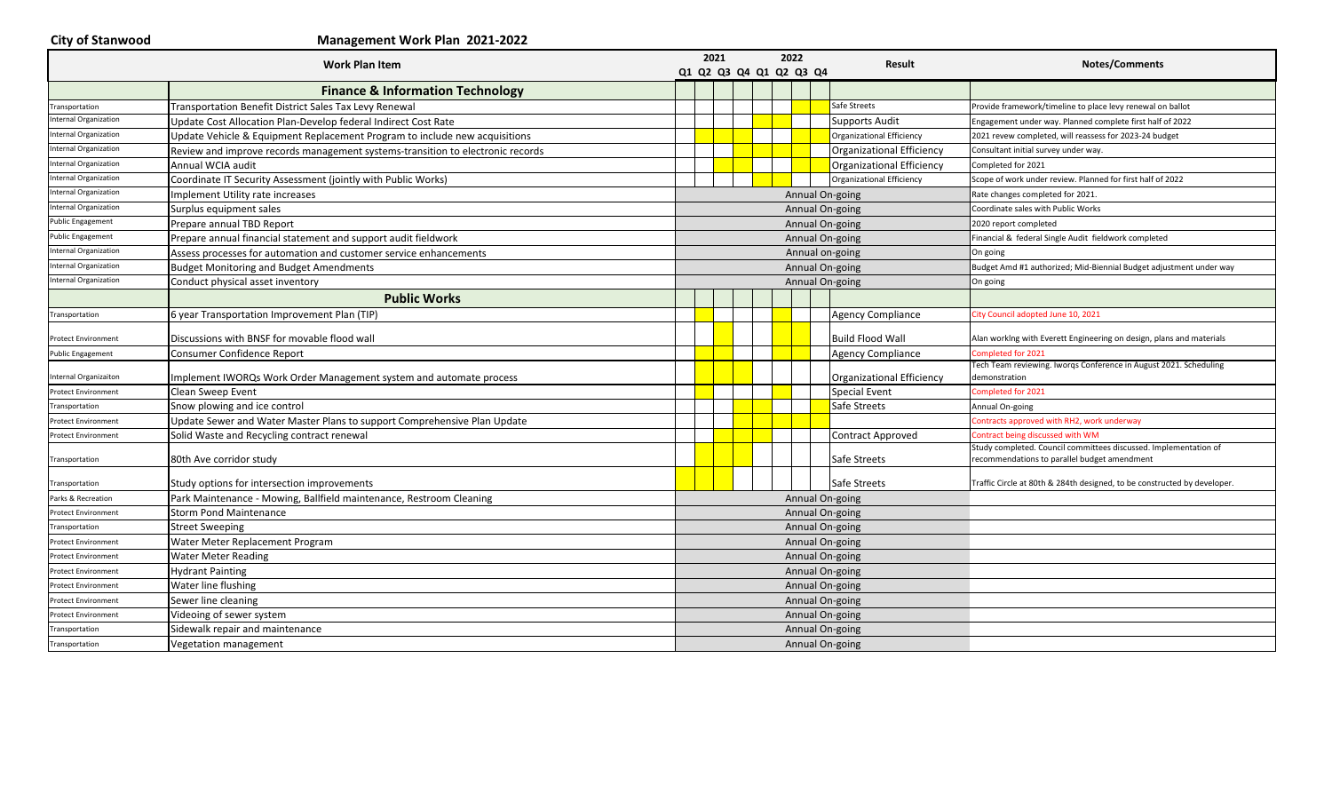**City of Stanwood** **Management Work Plan 2021-2022**

| | Work Plan Item | 2021 Q1 | 2021 Q2 | 2021 Q3 | 2021 Q4 | 2022 Q1 | 2022 Q2 | 2022 Q3 | 2022 Q4 | Result | Notes/Comments |
|---|---|---|---|---|---|---|---|---|---|---|---|
| | **Finance & Information Technology** | | | | | | | | | | |
| Transportation | Transportation Benefit District Sales Tax Levy Renewal | | | | | | | | | Safe Streets | Provide framework/timeline to place levy renewal on ballot |
| Internal Organization | Update Cost Allocation Plan-Develop federal Indirect Cost Rate | | | | | | | | | Supports Audit | Engagement under way. Planned complete first half of 2022 |
| Internal Organization | Update Vehicle & Equipment Replacement Program to include new acquisitions | | | | | | | | | Organizational Efficiency | 2021 revew completed, will reassess for 2023-24 budget |
| Internal Organization | Review and improve records management systems-transition to electronic records | | | | | | | | | Organizational Efficiency | Consultant initial survey under way. |
| Internal Organization | Annual WCIA audit | | | | | | | | | Organizational Efficiency | Completed for 2021 |
| Internal Organization | Coordinate IT Security Assessment (jointly with Public Works) | | | | | | | | | Organizational Efficiency | Scope of work under review. Planned for first half of 2022 |
| Internal Organization | Implement Utility rate increases | | | | | | | | | Annual On-going | Rate changes completed for 2021. |
| Internal Organization | Surplus equipment sales | | | | | | | | | Annual On-going | Coordinate sales with Public Works |
| Public Engagement | Prepare annual TBD Report | | | | | | | | | Annual On-going | 2020 report completed |
| Public Engagement | Prepare annual financial statement and support audit fieldwork | | | | | | | | | Annual On-going | Financial & federal Single Audit fieldwork completed |
| Internal Organization | Assess processes for automation and customer service enhancements | | | | | | | | | Annual on-going | On going |
| Internal Organization | Budget Monitoring and Budget Amendments | | | | | | | | | Annual On-going | Budget Amd #1 authorized; Mid-Biennial Budget adjustment under way |
| Internal Organization | Conduct physical asset inventory | | | | | | | | | Annual On-going | On going |
| | **Public Works** | | | | | | | | | | |
| Transportation | 6 year Transportation Improvement Plan (TIP) | | | | | | | | | Agency Compliance | City Council adopted June 10, 2021 |
| Protect Environment | Discussions with BNSF for movable flood wall | | | | | | | | | Build Flood Wall | Alan working with Everett Engineering on design, plans and materials |
| Public Engagement | Consumer Confidence Report | | | | | | | | | Agency Compliance | Completed for 2021 |
| Internal Organizaiton | Implement IWORQs Work Order Management system and automate process | | | | | | | | | Organizational Efficiency | Tech Team reviewing. Iworqs Conference in August 2021. Scheduling demonstration |
| Protect Environment | Clean Sweep Event | | | | | | | | | Special Event | Completed for 2021 |
| Transportation | Snow plowing and ice control | | | | | | | | | Safe Streets | Annual On-going |
| Protect Environment | Update Sewer and Water Master Plans to support Comprehensive Plan Update | | | | | | | | | | Contracts approved with RH2, work underway |
| Protect Environment | Solid Waste and Recycling contract renewal | | | | | | | | | Contract Approved | Contract being discussed with WM |
| Transportation | 80th Ave corridor study | | | | | | | | | Safe Streets | Study completed. Council committees discussed. Implementation of recommendations to parallel budget amendment |
| Transportation | Study options for intersection improvements | | | | | | | | | Safe Streets | Traffic Circle at 80th & 284th designed, to be constructed by developer. |
| Parks & Recreation | Park Maintenance - Mowing, Ballfield maintenance, Restroom Cleaning | | | | | | | | | Annual On-going | |
| Protect Environment | Storm Pond Maintenance | | | | | | | | | Annual On-going | |
| Transportation | Street Sweeping | | | | | | | | | Annual On-going | |
| Protect Environment | Water Meter Replacement Program | | | | | | | | | Annual On-going | |
| Protect Environment | Water Meter Reading | | | | | | | | | Annual On-going | |
| Protect Environment | Hydrant Painting | | | | | | | | | Annual On-going | |
| Protect Environment | Water line flushing | | | | | | | | | Annual On-going | |
| Protect Environment | Sewer line cleaning | | | | | | | | | Annual On-going | |
| Protect Environment | Videoing of sewer system | | | | | | | | | Annual On-going | |
| Transportation | Sidewalk repair and maintenance | | | | | | | | | Annual On-going | |
| Transportation | Vegetation management | | | | | | | | | Annual On-going | |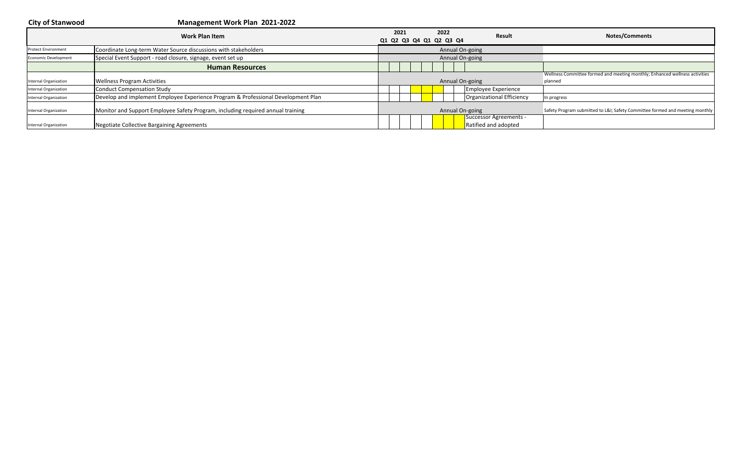**City of Stanwood** **Management Work Plan 2021-2022**

| | Work Plan Item | 2021 Q1 | 2021 Q2 | 2021 Q3 | 2021 Q4 | 2022 Q1 | 2022 Q2 | 2022 Q3 | 2022 Q4 | Result | Notes/Comments |
|---|---|---|---|---|---|---|---|---|---|---|---|
| Protect Environment | Coordinate Long-term Water Source discussions with stakeholders | Annual On-going | | | | | | | | | |
| Economic Development | Special Event Support - road closure, signage, event set up | Annual On-going | | | | | | | | | |
| | **Human Resources** | | | | | | | | | | |
| Internal Organization | Wellness Program Activities | Annual On-going | | | | | | | | | Wellness Committee formed and meeting monthly; Enhanced wellness activities planned |
| Internal Organization | Conduct Compensation Study | | | | X | X | X | | | Employee Experience | |
| Internal Organization | Develop and implement Employee Experience Program & Professional Development Plan | | | | | X | | | | Organizational Efficiency | In progress |
| Internal Organization | Monitor and Support Employee Safety Program, including required annual training | Annual On-going | | | | | | | | | Safety Program submitted to L&I; Safety Committee formed and meeting monthly |
| Internal Organization | Negotiate Collective Bargaining Agreements | | | | | | X | X | X | Successor Agreements - Ratified and adopted | |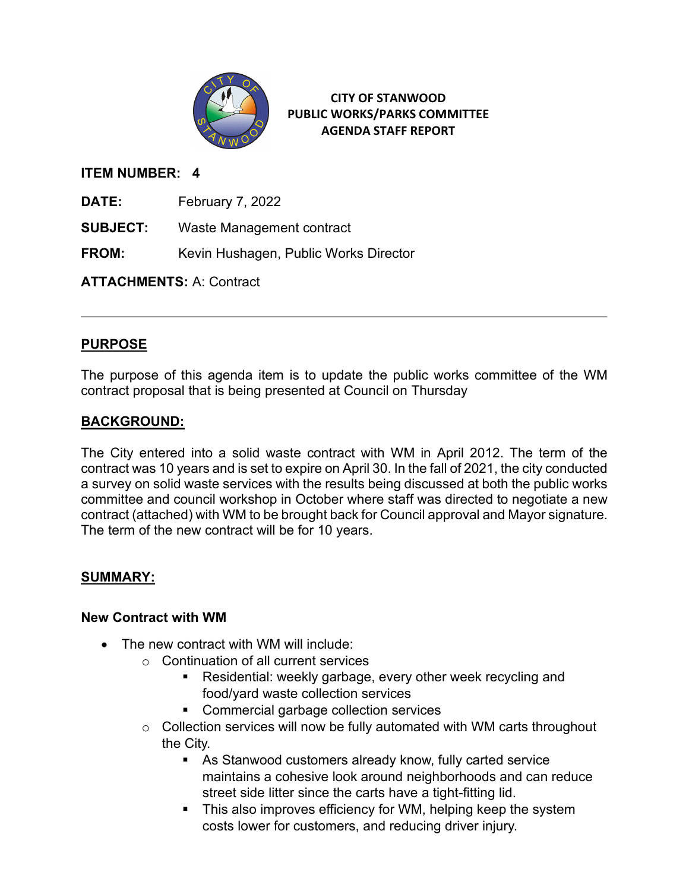**CITY OF STANWOOD**
**PUBLIC WORKS/PARKS COMMITTEE**
**AGENDA STAFF REPORT**

**ITEM NUMBER:** 4

**DATE:** February 7, 2022

**SUBJECT:** Waste Management contract

**FROM:** Kevin Hushagen, Public Works Director

**ATTACHMENTS:** A: Contract

---

## PURPOSE

The purpose of this agenda item is to update the public works committee of the WM contract proposal that is being presented at Council on Thursday

## BACKGROUND:

The City entered into a solid waste contract with WM in April 2012. The term of the contract was 10 years and is set to expire on April 30. In the fall of 2021, the city conducted a survey on solid waste services with the results being discussed at both the public works committee and council workshop in October where staff was directed to negotiate a new contract (attached) with WM to be brought back for Council approval and Mayor signature. The term of the new contract will be for 10 years.

## SUMMARY:

### New Contract with WM

- The new contract with WM will include:
  - Continuation of all current services
    - Residential: weekly garbage, every other week recycling and food/yard waste collection services
    - Commercial garbage collection services
  - Collection services will now be fully automated with WM carts throughout the City.
    - As Stanwood customers already know, fully carted service maintains a cohesive look around neighborhoods and can reduce street side litter since the carts have a tight-fitting lid.
    - This also improves efficiency for WM, helping keep the system costs lower for customers, and reducing driver injury.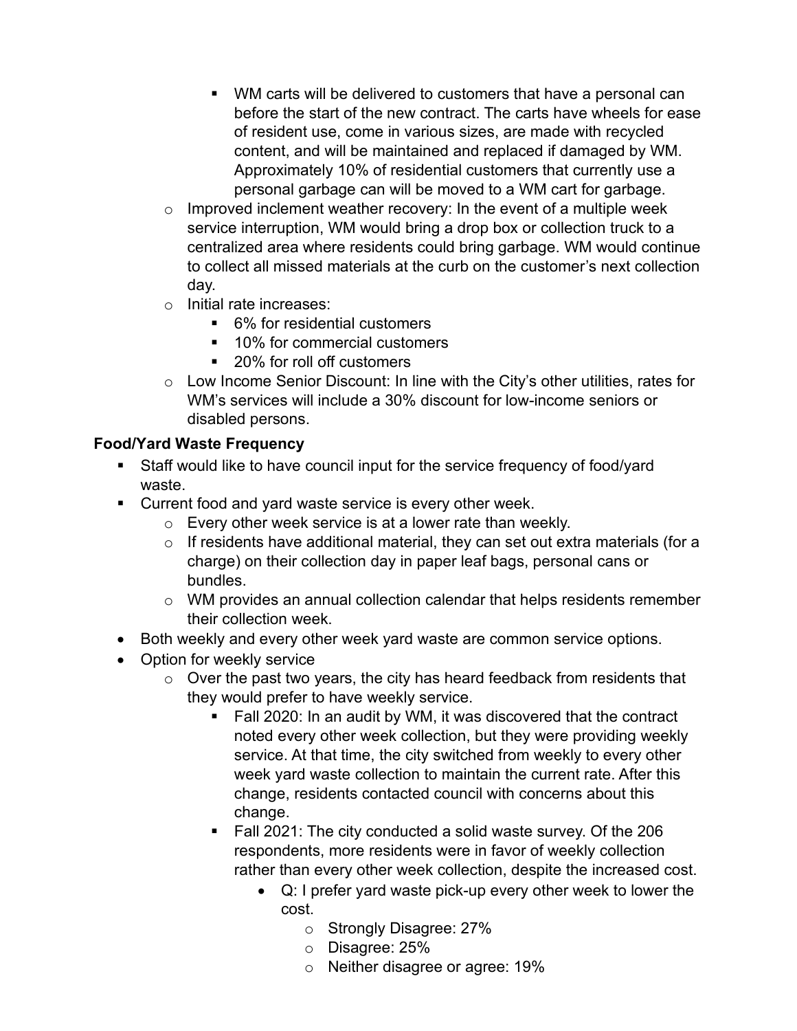- WM carts will be delivered to customers that have a personal can before the start of the new contract. The carts have wheels for ease of resident use, come in various sizes, are made with recycled content, and will be maintained and replaced if damaged by WM. Approximately 10% of residential customers that currently use a personal garbage can will be moved to a WM cart for garbage.
    - Improved inclement weather recovery: In the event of a multiple week service interruption, WM would bring a drop box or collection truck to a centralized area where residents could bring garbage. WM would continue to collect all missed materials at the curb on the customer's next collection day.
    - Initial rate increases:
        - 6% for residential customers
        - 10% for commercial customers
        - 20% for roll off customers
    - Low Income Senior Discount: In line with the City's other utilities, rates for WM's services will include a 30% discount for low-income seniors or disabled persons.

**Food/Yard Waste Frequency**

- Staff would like to have council input for the service frequency of food/yard waste.
- Current food and yard waste service is every other week.
    - Every other week service is at a lower rate than weekly.
    - If residents have additional material, they can set out extra materials (for a charge) on their collection day in paper leaf bags, personal cans or bundles.
    - WM provides an annual collection calendar that helps residents remember their collection week.
- Both weekly and every other week yard waste are common service options.
- Option for weekly service
    - Over the past two years, the city has heard feedback from residents that they would prefer to have weekly service.
        - Fall 2020: In an audit by WM, it was discovered that the contract noted every other week collection, but they were providing weekly service. At that time, the city switched from weekly to every other week yard waste collection to maintain the current rate. After this change, residents contacted council with concerns about this change.
        - Fall 2021: The city conducted a solid waste survey. Of the 206 respondents, more residents were in favor of weekly collection rather than every other week collection, despite the increased cost.
            - Q: I prefer yard waste pick-up every other week to lower the cost.
                - Strongly Disagree: 27%
                - Disagree: 25%
                - Neither disagree or agree: 19%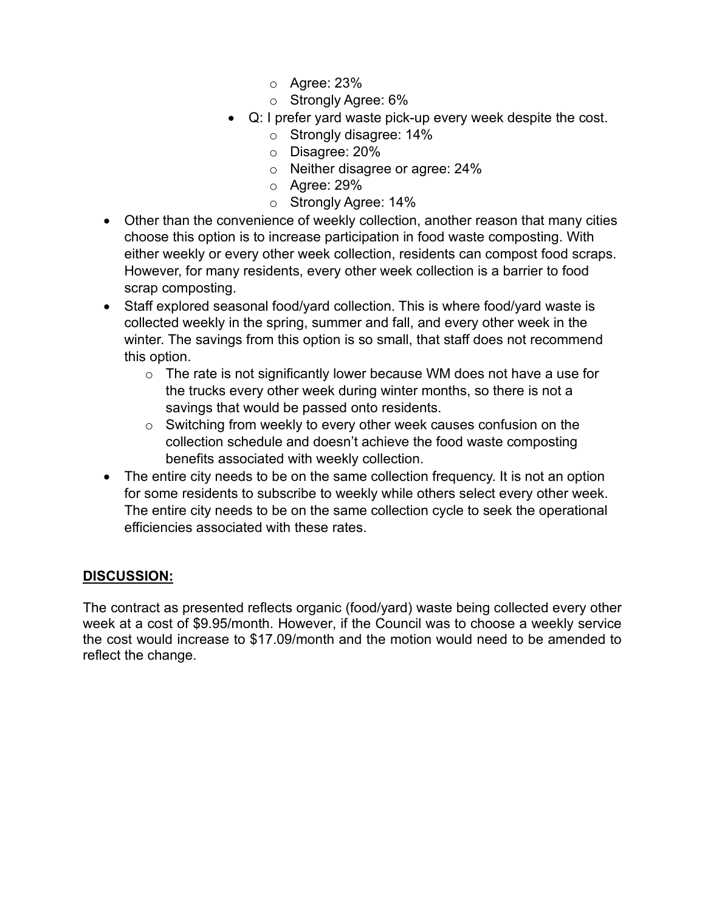- Agree: 23%
    - Strongly Agree: 6%
  - Q: I prefer yard waste pick-up every week despite the cost.
    - Strongly disagree: 14%
    - Disagree: 20%
    - Neither disagree or agree: 24%
    - Agree: 29%
    - Strongly Agree: 14%
- Other than the convenience of weekly collection, another reason that many cities choose this option is to increase participation in food waste composting. With either weekly or every other week collection, residents can compost food scraps. However, for many residents, every other week collection is a barrier to food scrap composting.
- Staff explored seasonal food/yard collection. This is where food/yard waste is collected weekly in the spring, summer and fall, and every other week in the winter. The savings from this option is so small, that staff does not recommend this option.
  - The rate is not significantly lower because WM does not have a use for the trucks every other week during winter months, so there is not a savings that would be passed onto residents.
  - Switching from weekly to every other week causes confusion on the collection schedule and doesn't achieve the food waste composting benefits associated with weekly collection.
- The entire city needs to be on the same collection frequency. It is not an option for some residents to subscribe to weekly while others select every other week. The entire city needs to be on the same collection cycle to seek the operational efficiencies associated with these rates.

## <u>DISCUSSION:</u>

The contract as presented reflects organic (food/yard) waste being collected every other week at a cost of $9.95/month. However, if the Council was to choose a weekly service the cost would increase to $17.09/month and the motion would need to be amended to reflect the change.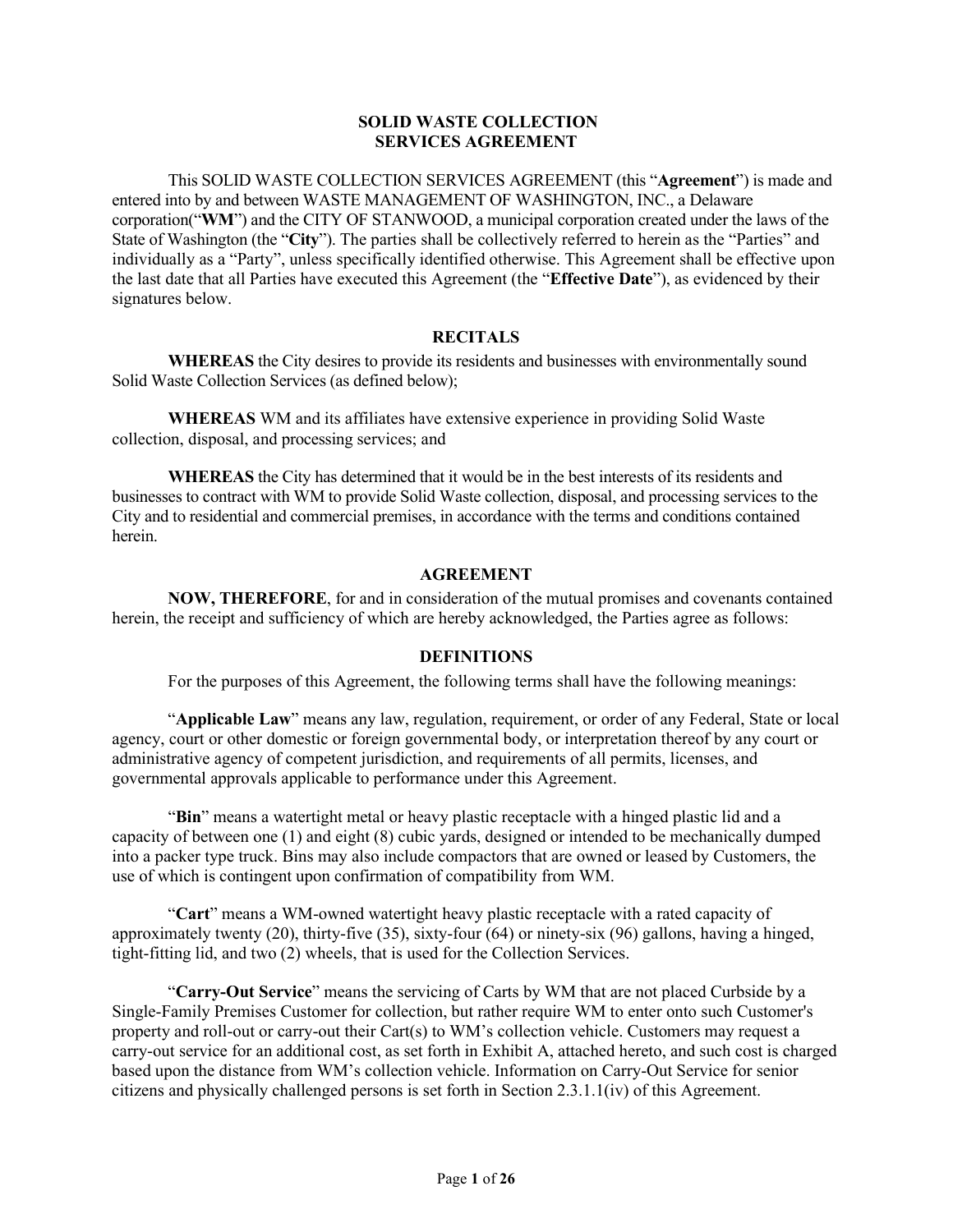# SOLID WASTE COLLECTION SERVICES AGREEMENT

This SOLID WASTE COLLECTION SERVICES AGREEMENT (this "**Agreement**") is made and entered into by and between WASTE MANAGEMENT OF WASHINGTON, INC., a Delaware corporation("**WM**") and the CITY OF STANWOOD, a municipal corporation created under the laws of the State of Washington (the "**City**"). The parties shall be collectively referred to herein as the "Parties" and individually as a "Party", unless specifically identified otherwise. This Agreement shall be effective upon the last date that all Parties have executed this Agreement (the "**Effective Date**"), as evidenced by their signatures below.

## RECITALS

**WHEREAS** the City desires to provide its residents and businesses with environmentally sound Solid Waste Collection Services (as defined below);

**WHEREAS** WM and its affiliates have extensive experience in providing Solid Waste collection, disposal, and processing services; and

**WHEREAS** the City has determined that it would be in the best interests of its residents and businesses to contract with WM to provide Solid Waste collection, disposal, and processing services to the City and to residential and commercial premises, in accordance with the terms and conditions contained herein.

## AGREEMENT

**NOW, THEREFORE**, for and in consideration of the mutual promises and covenants contained herein, the receipt and sufficiency of which are hereby acknowledged, the Parties agree as follows:

## DEFINITIONS

For the purposes of this Agreement, the following terms shall have the following meanings:

"**Applicable Law**" means any law, regulation, requirement, or order of any Federal, State or local agency, court or other domestic or foreign governmental body, or interpretation thereof by any court or administrative agency of competent jurisdiction, and requirements of all permits, licenses, and governmental approvals applicable to performance under this Agreement.

"**Bin**" means a watertight metal or heavy plastic receptacle with a hinged plastic lid and a capacity of between one (1) and eight (8) cubic yards, designed or intended to be mechanically dumped into a packer type truck. Bins may also include compactors that are owned or leased by Customers, the use of which is contingent upon confirmation of compatibility from WM.

"**Cart**" means a WM-owned watertight heavy plastic receptacle with a rated capacity of approximately twenty (20), thirty-five (35), sixty-four (64) or ninety-six (96) gallons, having a hinged, tight-fitting lid, and two (2) wheels, that is used for the Collection Services.

"**Carry-Out Service**" means the servicing of Carts by WM that are not placed Curbside by a Single-Family Premises Customer for collection, but rather require WM to enter onto such Customer's property and roll-out or carry-out their Cart(s) to WM's collection vehicle. Customers may request a carry-out service for an additional cost, as set forth in Exhibit A, attached hereto, and such cost is charged based upon the distance from WM's collection vehicle. Information on Carry-Out Service for senior citizens and physically challenged persons is set forth in Section 2.3.1.1(iv) of this Agreement.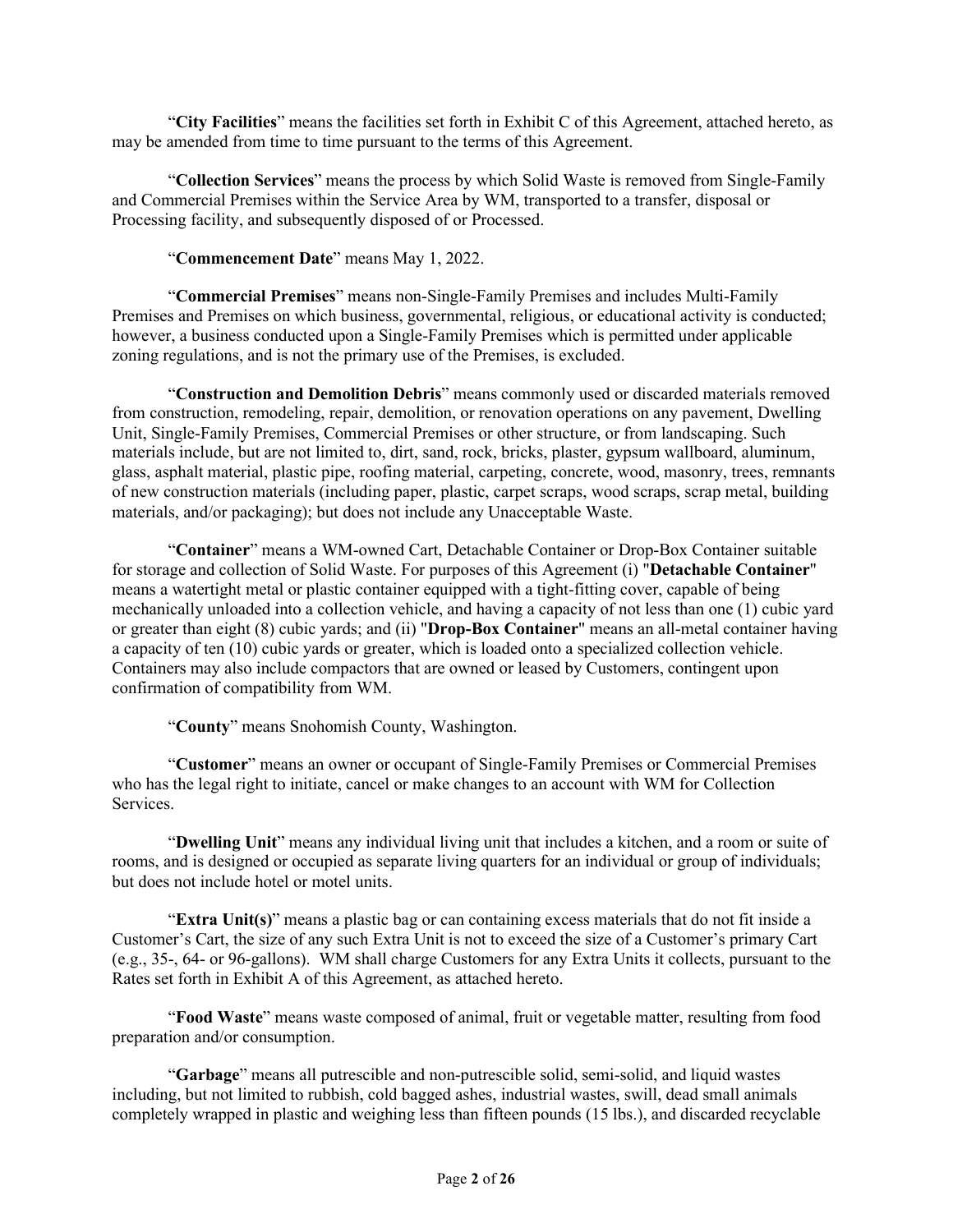"**City Facilities**" means the facilities set forth in Exhibit C of this Agreement, attached hereto, as may be amended from time to time pursuant to the terms of this Agreement.

"**Collection Services**" means the process by which Solid Waste is removed from Single-Family and Commercial Premises within the Service Area by WM, transported to a transfer, disposal or Processing facility, and subsequently disposed of or Processed.

"**Commencement Date**" means May 1, 2022.

"**Commercial Premises**" means non-Single-Family Premises and includes Multi-Family Premises and Premises on which business, governmental, religious, or educational activity is conducted; however, a business conducted upon a Single-Family Premises which is permitted under applicable zoning regulations, and is not the primary use of the Premises, is excluded.

"**Construction and Demolition Debris**" means commonly used or discarded materials removed from construction, remodeling, repair, demolition, or renovation operations on any pavement, Dwelling Unit, Single-Family Premises, Commercial Premises or other structure, or from landscaping. Such materials include, but are not limited to, dirt, sand, rock, bricks, plaster, gypsum wallboard, aluminum, glass, asphalt material, plastic pipe, roofing material, carpeting, concrete, wood, masonry, trees, remnants of new construction materials (including paper, plastic, carpet scraps, wood scraps, scrap metal, building materials, and/or packaging); but does not include any Unacceptable Waste.

"**Container**" means a WM-owned Cart, Detachable Container or Drop-Box Container suitable for storage and collection of Solid Waste. For purposes of this Agreement (i) "**Detachable Container**" means a watertight metal or plastic container equipped with a tight-fitting cover, capable of being mechanically unloaded into a collection vehicle, and having a capacity of not less than one (1) cubic yard or greater than eight (8) cubic yards; and (ii) "**Drop-Box Container**" means an all-metal container having a capacity of ten (10) cubic yards or greater, which is loaded onto a specialized collection vehicle. Containers may also include compactors that are owned or leased by Customers, contingent upon confirmation of compatibility from WM.

"**County**" means Snohomish County, Washington.

"**Customer**" means an owner or occupant of Single-Family Premises or Commercial Premises who has the legal right to initiate, cancel or make changes to an account with WM for Collection Services.

"**Dwelling Unit**" means any individual living unit that includes a kitchen, and a room or suite of rooms, and is designed or occupied as separate living quarters for an individual or group of individuals; but does not include hotel or motel units.

"**Extra Unit(s)**" means a plastic bag or can containing excess materials that do not fit inside a Customer's Cart, the size of any such Extra Unit is not to exceed the size of a Customer's primary Cart (e.g., 35-, 64- or 96-gallons). WM shall charge Customers for any Extra Units it collects, pursuant to the Rates set forth in Exhibit A of this Agreement, as attached hereto.

"**Food Waste**" means waste composed of animal, fruit or vegetable matter, resulting from food preparation and/or consumption.

"**Garbage**" means all putrescible and non-putrescible solid, semi-solid, and liquid wastes including, but not limited to rubbish, cold bagged ashes, industrial wastes, swill, dead small animals completely wrapped in plastic and weighing less than fifteen pounds (15 lbs.), and discarded recyclable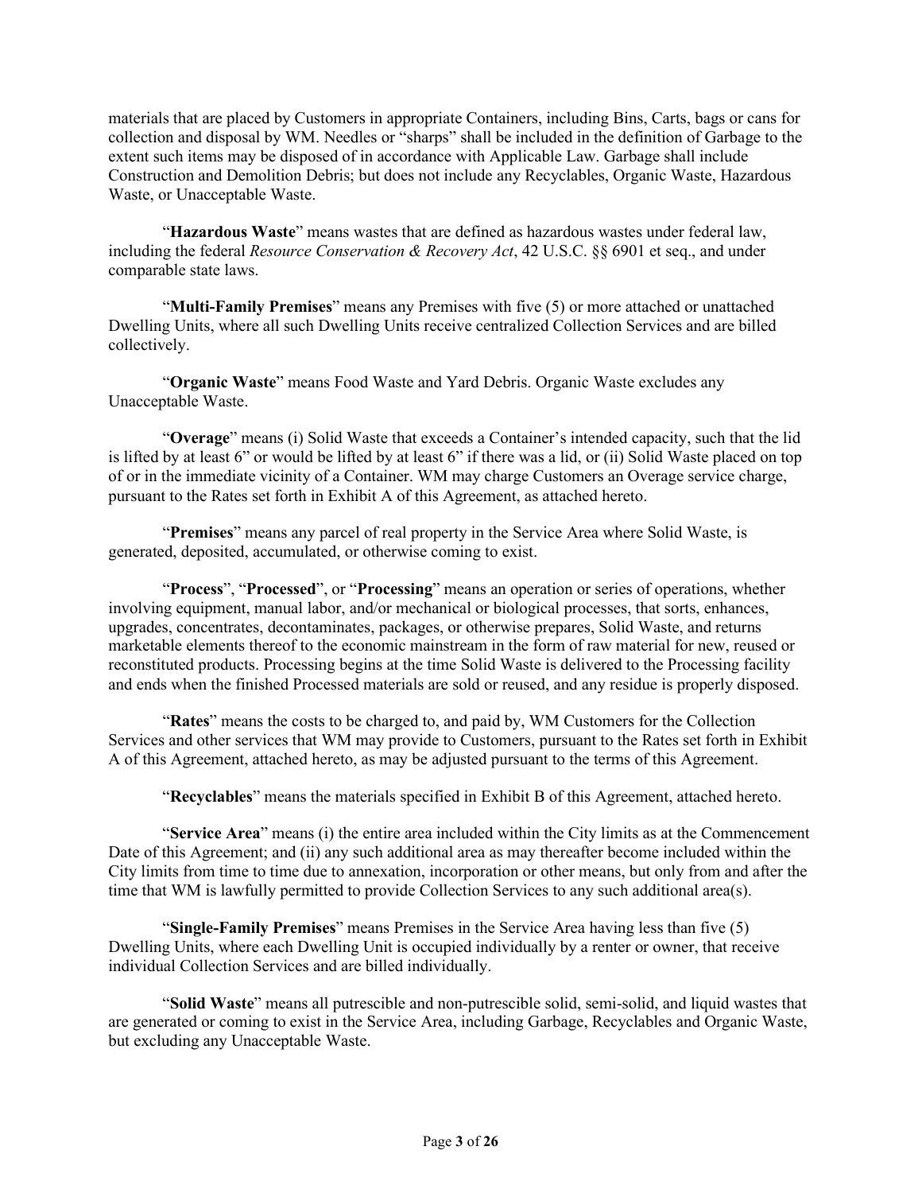materials that are placed by Customers in appropriate Containers, including Bins, Carts, bags or cans for collection and disposal by WM. Needles or "sharps" shall be included in the definition of Garbage to the extent such items may be disposed of in accordance with Applicable Law. Garbage shall include Construction and Demolition Debris; but does not include any Recyclables, Organic Waste, Hazardous Waste, or Unacceptable Waste.

"**Hazardous Waste**" means wastes that are defined as hazardous wastes under federal law, including the federal *Resource Conservation & Recovery Act*, 42 U.S.C. §§ 6901 et seq., and under comparable state laws.

"**Multi-Family Premises**" means any Premises with five (5) or more attached or unattached Dwelling Units, where all such Dwelling Units receive centralized Collection Services and are billed collectively.

"**Organic Waste**" means Food Waste and Yard Debris. Organic Waste excludes any Unacceptable Waste.

"**Overage**" means (i) Solid Waste that exceeds a Container's intended capacity, such that the lid is lifted by at least 6" or would be lifted by at least 6" if there was a lid, or (ii) Solid Waste placed on top of or in the immediate vicinity of a Container. WM may charge Customers an Overage service charge, pursuant to the Rates set forth in Exhibit A of this Agreement, as attached hereto.

"**Premises**" means any parcel of real property in the Service Area where Solid Waste, is generated, deposited, accumulated, or otherwise coming to exist.

"**Process**", "**Processed**", or "**Processing**" means an operation or series of operations, whether involving equipment, manual labor, and/or mechanical or biological processes, that sorts, enhances, upgrades, concentrates, decontaminates, packages, or otherwise prepares, Solid Waste, and returns marketable elements thereof to the economic mainstream in the form of raw material for new, reused or reconstituted products. Processing begins at the time Solid Waste is delivered to the Processing facility and ends when the finished Processed materials are sold or reused, and any residue is properly disposed.

"**Rates**" means the costs to be charged to, and paid by, WM Customers for the Collection Services and other services that WM may provide to Customers, pursuant to the Rates set forth in Exhibit A of this Agreement, attached hereto, as may be adjusted pursuant to the terms of this Agreement.

"**Recyclables**" means the materials specified in Exhibit B of this Agreement, attached hereto.

"**Service Area**" means (i) the entire area included within the City limits as at the Commencement Date of this Agreement; and (ii) any such additional area as may thereafter become included within the City limits from time to time due to annexation, incorporation or other means, but only from and after the time that WM is lawfully permitted to provide Collection Services to any such additional area(s).

"**Single-Family Premises**" means Premises in the Service Area having less than five (5) Dwelling Units, where each Dwelling Unit is occupied individually by a renter or owner, that receive individual Collection Services and are billed individually.

"**Solid Waste**" means all putrescible and non-putrescible solid, semi-solid, and liquid wastes that are generated or coming to exist in the Service Area, including Garbage, Recyclables and Organic Waste, but excluding any Unacceptable Waste.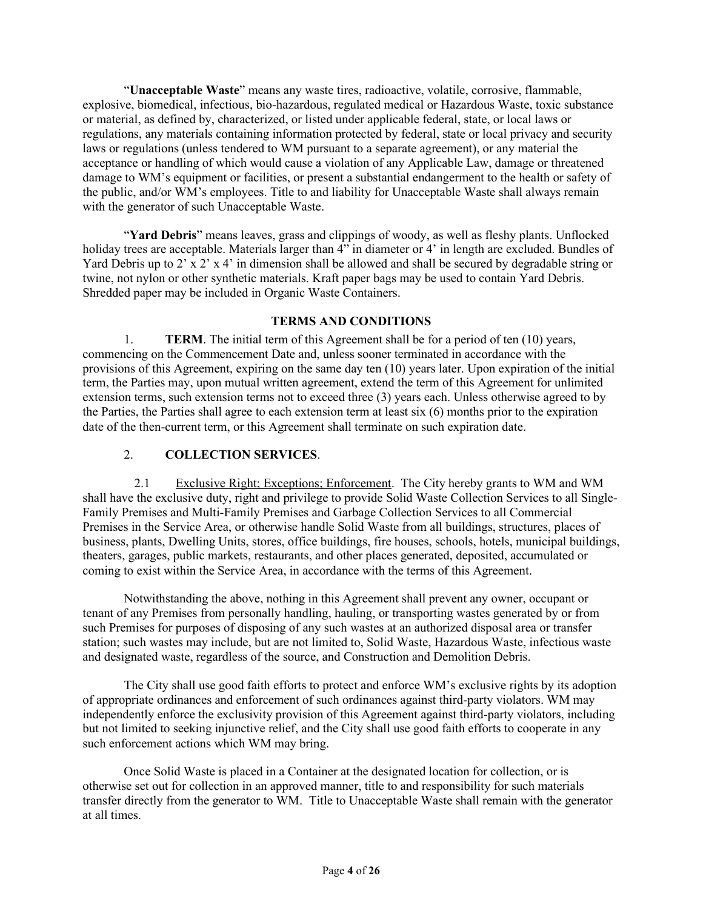"**Unacceptable Waste**" means any waste tires, radioactive, volatile, corrosive, flammable, explosive, biomedical, infectious, bio-hazardous, regulated medical or Hazardous Waste, toxic substance or material, as defined by, characterized, or listed under applicable federal, state, or local laws or regulations, any materials containing information protected by federal, state or local privacy and security laws or regulations (unless tendered to WM pursuant to a separate agreement), or any material the acceptance or handling of which would cause a violation of any Applicable Law, damage or threatened damage to WM's equipment or facilities, or present a substantial endangerment to the health or safety of the public, and/or WM's employees. Title to and liability for Unacceptable Waste shall always remain with the generator of such Unacceptable Waste.

"**Yard Debris**" means leaves, grass and clippings of woody, as well as fleshy plants. Unflocked holiday trees are acceptable. Materials larger than 4" in diameter or 4' in length are excluded. Bundles of Yard Debris up to 2' x 2' x 4' in dimension shall be allowed and shall be secured by degradable string or twine, not nylon or other synthetic materials. Kraft paper bags may be used to contain Yard Debris. Shredded paper may be included in Organic Waste Containers.

**TERMS AND CONDITIONS**

1. **TERM**. The initial term of this Agreement shall be for a period of ten (10) years, commencing on the Commencement Date and, unless sooner terminated in accordance with the provisions of this Agreement, expiring on the same day ten (10) years later. Upon expiration of the initial term, the Parties may, upon mutual written agreement, extend the term of this Agreement for unlimited extension terms, such extension terms not to exceed three (3) years each. Unless otherwise agreed to by the Parties, the Parties shall agree to each extension term at least six (6) months prior to the expiration date of the then-current term, or this Agreement shall terminate on such expiration date.

2. **COLLECTION SERVICES**.

2.1 Exclusive Right; Exceptions; Enforcement. The City hereby grants to WM and WM shall have the exclusive duty, right and privilege to provide Solid Waste Collection Services to all Single-Family Premises and Multi-Family Premises and Garbage Collection Services to all Commercial Premises in the Service Area, or otherwise handle Solid Waste from all buildings, structures, places of business, plants, Dwelling Units, stores, office buildings, fire houses, schools, hotels, municipal buildings, theaters, garages, public markets, restaurants, and other places generated, deposited, accumulated or coming to exist within the Service Area, in accordance with the terms of this Agreement.

Notwithstanding the above, nothing in this Agreement shall prevent any owner, occupant or tenant of any Premises from personally handling, hauling, or transporting wastes generated by or from such Premises for purposes of disposing of any such wastes at an authorized disposal area or transfer station; such wastes may include, but are not limited to, Solid Waste, Hazardous Waste, infectious waste and designated waste, regardless of the source, and Construction and Demolition Debris.

The City shall use good faith efforts to protect and enforce WM's exclusive rights by its adoption of appropriate ordinances and enforcement of such ordinances against third-party violators. WM may independently enforce the exclusivity provision of this Agreement against third-party violators, including but not limited to seeking injunctive relief, and the City shall use good faith efforts to cooperate in any such enforcement actions which WM may bring.

Once Solid Waste is placed in a Container at the designated location for collection, or is otherwise set out for collection in an approved manner, title to and responsibility for such materials transfer directly from the generator to WM. Title to Unacceptable Waste shall remain with the generator at all times.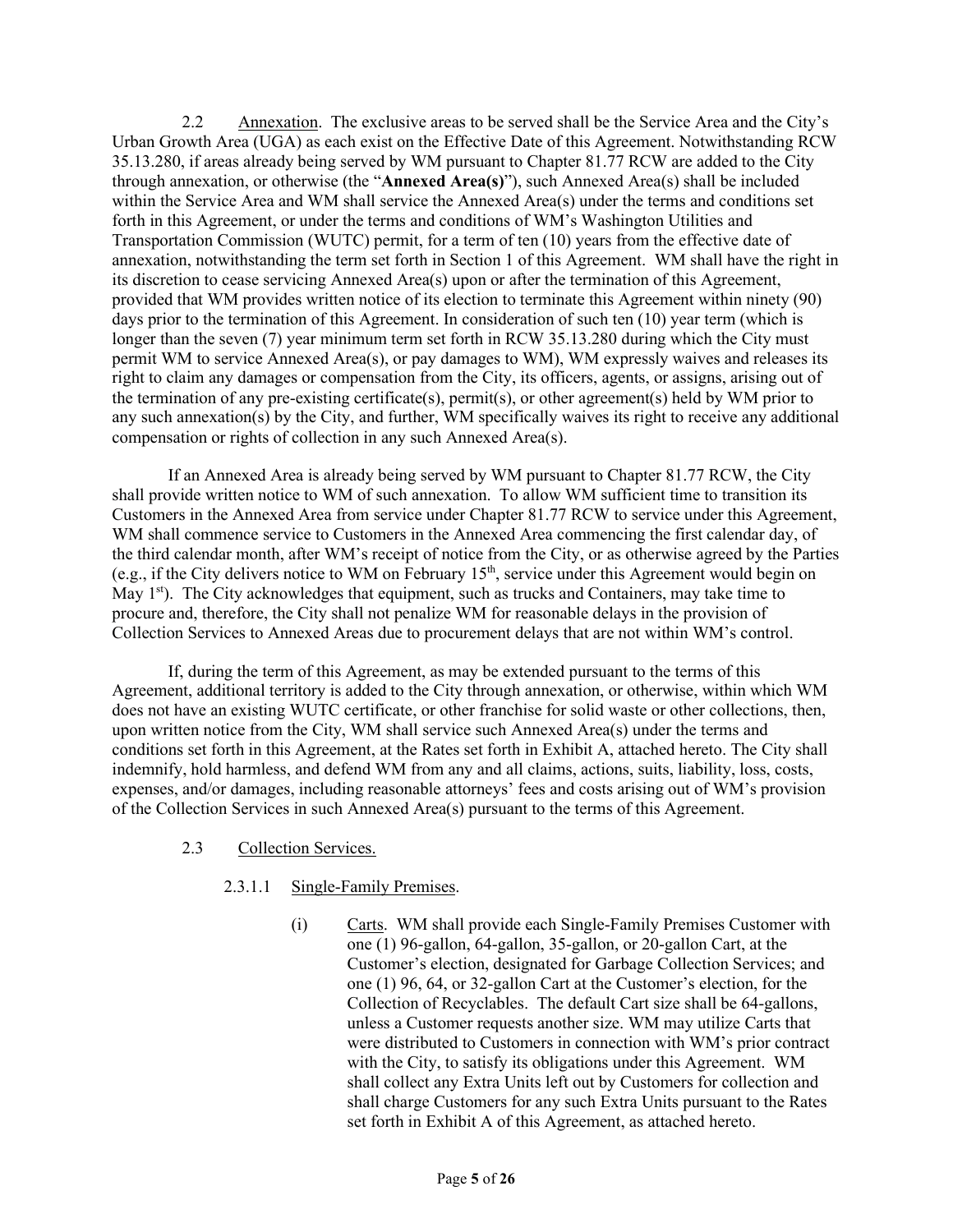2.2 Annexation. The exclusive areas to be served shall be the Service Area and the City's Urban Growth Area (UGA) as each exist on the Effective Date of this Agreement. Notwithstanding RCW 35.13.280, if areas already being served by WM pursuant to Chapter 81.77 RCW are added to the City through annexation, or otherwise (the "**Annexed Area(s)**"), such Annexed Area(s) shall be included within the Service Area and WM shall service the Annexed Area(s) under the terms and conditions set forth in this Agreement, or under the terms and conditions of WM's Washington Utilities and Transportation Commission (WUTC) permit, for a term of ten (10) years from the effective date of annexation, notwithstanding the term set forth in Section 1 of this Agreement. WM shall have the right in its discretion to cease servicing Annexed Area(s) upon or after the termination of this Agreement, provided that WM provides written notice of its election to terminate this Agreement within ninety (90) days prior to the termination of this Agreement. In consideration of such ten (10) year term (which is longer than the seven (7) year minimum term set forth in RCW 35.13.280 during which the City must permit WM to service Annexed Area(s), or pay damages to WM), WM expressly waives and releases its right to claim any damages or compensation from the City, its officers, agents, or assigns, arising out of the termination of any pre-existing certificate(s), permit(s), or other agreement(s) held by WM prior to any such annexation(s) by the City, and further, WM specifically waives its right to receive any additional compensation or rights of collection in any such Annexed Area(s).

If an Annexed Area is already being served by WM pursuant to Chapter 81.77 RCW, the City shall provide written notice to WM of such annexation. To allow WM sufficient time to transition its Customers in the Annexed Area from service under Chapter 81.77 RCW to service under this Agreement, WM shall commence service to Customers in the Annexed Area commencing the first calendar day, of the third calendar month, after WM's receipt of notice from the City, or as otherwise agreed by the Parties (e.g., if the City delivers notice to WM on February 15th, service under this Agreement would begin on May 1st). The City acknowledges that equipment, such as trucks and Containers, may take time to procure and, therefore, the City shall not penalize WM for reasonable delays in the provision of Collection Services to Annexed Areas due to procurement delays that are not within WM's control.

If, during the term of this Agreement, as may be extended pursuant to the terms of this Agreement, additional territory is added to the City through annexation, or otherwise, within which WM does not have an existing WUTC certificate, or other franchise for solid waste or other collections, then, upon written notice from the City, WM shall service such Annexed Area(s) under the terms and conditions set forth in this Agreement, at the Rates set forth in Exhibit A, attached hereto. The City shall indemnify, hold harmless, and defend WM from any and all claims, actions, suits, liability, loss, costs, expenses, and/or damages, including reasonable attorneys' fees and costs arising out of WM's provision of the Collection Services in such Annexed Area(s) pursuant to the terms of this Agreement.

2.3 Collection Services.

2.3.1.1 Single-Family Premises.

(i) Carts. WM shall provide each Single-Family Premises Customer with one (1) 96-gallon, 64-gallon, 35-gallon, or 20-gallon Cart, at the Customer's election, designated for Garbage Collection Services; and one (1) 96, 64, or 32-gallon Cart at the Customer's election, for the Collection of Recyclables. The default Cart size shall be 64-gallons, unless a Customer requests another size. WM may utilize Carts that were distributed to Customers in connection with WM's prior contract with the City, to satisfy its obligations under this Agreement. WM shall collect any Extra Units left out by Customers for collection and shall charge Customers for any such Extra Units pursuant to the Rates set forth in Exhibit A of this Agreement, as attached hereto.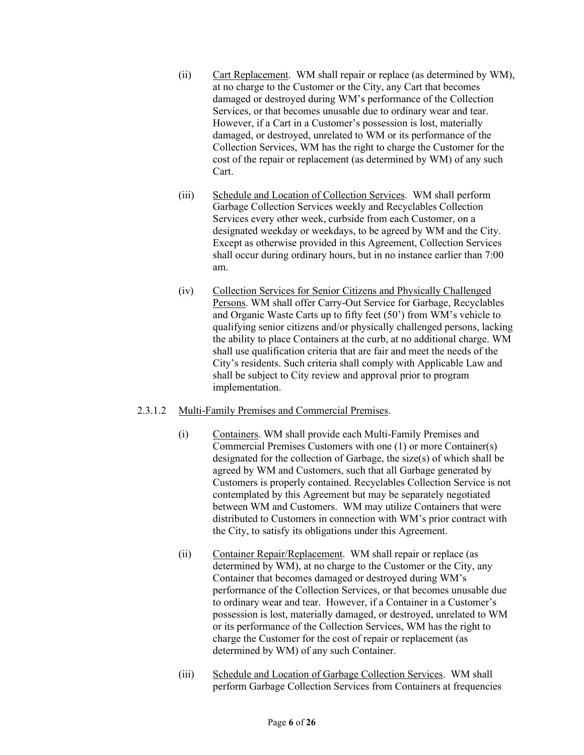(ii) Cart Replacement. WM shall repair or replace (as determined by WM), at no charge to the Customer or the City, any Cart that becomes damaged or destroyed during WM's performance of the Collection Services, or that becomes unusable due to ordinary wear and tear. However, if a Cart in a Customer's possession is lost, materially damaged, or destroyed, unrelated to WM or its performance of the Collection Services, WM has the right to charge the Customer for the cost of the repair or replacement (as determined by WM) of any such Cart.

(iii) Schedule and Location of Collection Services. WM shall perform Garbage Collection Services weekly and Recyclables Collection Services every other week, curbside from each Customer, on a designated weekday or weekdays, to be agreed by WM and the City. Except as otherwise provided in this Agreement, Collection Services shall occur during ordinary hours, but in no instance earlier than 7:00 am.

(iv) Collection Services for Senior Citizens and Physically Challenged Persons. WM shall offer Carry-Out Service for Garbage, Recyclables and Organic Waste Carts up to fifty feet (50') from WM's vehicle to qualifying senior citizens and/or physically challenged persons, lacking the ability to place Containers at the curb, at no additional charge. WM shall use qualification criteria that are fair and meet the needs of the City's residents. Such criteria shall comply with Applicable Law and shall be subject to City review and approval prior to program implementation.

2.3.1.2 Multi-Family Premises and Commercial Premises.

(i) Containers. WM shall provide each Multi-Family Premises and Commercial Premises Customers with one (1) or more Container(s) designated for the collection of Garbage, the size(s) of which shall be agreed by WM and Customers, such that all Garbage generated by Customers is properly contained. Recyclables Collection Service is not contemplated by this Agreement but may be separately negotiated between WM and Customers. WM may utilize Containers that were distributed to Customers in connection with WM's prior contract with the City, to satisfy its obligations under this Agreement.

(ii) Container Repair/Replacement. WM shall repair or replace (as determined by WM), at no charge to the Customer or the City, any Container that becomes damaged or destroyed during WM's performance of the Collection Services, or that becomes unusable due to ordinary wear and tear. However, if a Container in a Customer's possession is lost, materially damaged, or destroyed, unrelated to WM or its performance of the Collection Services, WM has the right to charge the Customer for the cost of repair or replacement (as determined by WM) of any such Container.

(iii) Schedule and Location of Garbage Collection Services. WM shall perform Garbage Collection Services from Containers at frequencies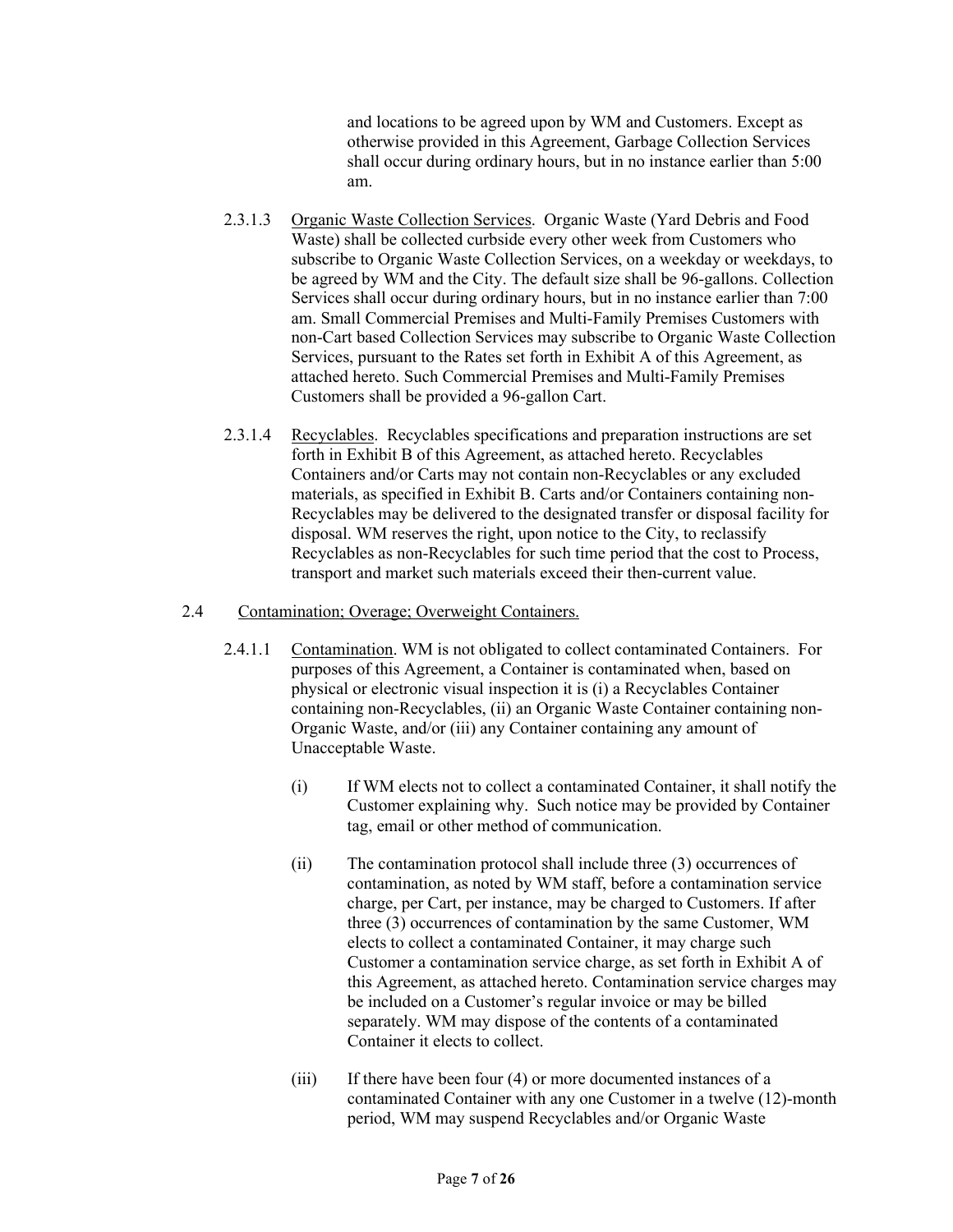and locations to be agreed upon by WM and Customers. Except as otherwise provided in this Agreement, Garbage Collection Services shall occur during ordinary hours, but in no instance earlier than 5:00 am.

2.3.1.3 Organic Waste Collection Services. Organic Waste (Yard Debris and Food Waste) shall be collected curbside every other week from Customers who subscribe to Organic Waste Collection Services, on a weekday or weekdays, to be agreed by WM and the City. The default size shall be 96-gallons. Collection Services shall occur during ordinary hours, but in no instance earlier than 7:00 am. Small Commercial Premises and Multi-Family Premises Customers with non-Cart based Collection Services may subscribe to Organic Waste Collection Services, pursuant to the Rates set forth in Exhibit A of this Agreement, as attached hereto. Such Commercial Premises and Multi-Family Premises Customers shall be provided a 96-gallon Cart.

2.3.1.4 Recyclables. Recyclables specifications and preparation instructions are set forth in Exhibit B of this Agreement, as attached hereto. Recyclables Containers and/or Carts may not contain non-Recyclables or any excluded materials, as specified in Exhibit B. Carts and/or Containers containing non-Recyclables may be delivered to the designated transfer or disposal facility for disposal. WM reserves the right, upon notice to the City, to reclassify Recyclables as non-Recyclables for such time period that the cost to Process, transport and market such materials exceed their then-current value.

2.4 Contamination; Overage; Overweight Containers.

2.4.1.1 Contamination. WM is not obligated to collect contaminated Containers. For purposes of this Agreement, a Container is contaminated when, based on physical or electronic visual inspection it is (i) a Recyclables Container containing non-Recyclables, (ii) an Organic Waste Container containing non-Organic Waste, and/or (iii) any Container containing any amount of Unacceptable Waste.

(i) If WM elects not to collect a contaminated Container, it shall notify the Customer explaining why. Such notice may be provided by Container tag, email or other method of communication.

(ii) The contamination protocol shall include three (3) occurrences of contamination, as noted by WM staff, before a contamination service charge, per Cart, per instance, may be charged to Customers. If after three (3) occurrences of contamination by the same Customer, WM elects to collect a contaminated Container, it may charge such Customer a contamination service charge, as set forth in Exhibit A of this Agreement, as attached hereto. Contamination service charges may be included on a Customer's regular invoice or may be billed separately. WM may dispose of the contents of a contaminated Container it elects to collect.

(iii) If there have been four (4) or more documented instances of a contaminated Container with any one Customer in a twelve (12)-month period, WM may suspend Recyclables and/or Organic Waste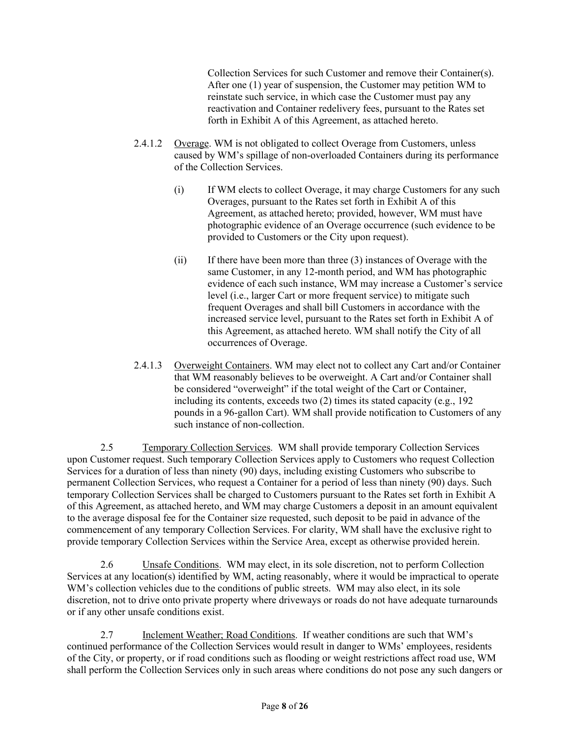Collection Services for such Customer and remove their Container(s). After one (1) year of suspension, the Customer may petition WM to reinstate such service, in which case the Customer must pay any reactivation and Container redelivery fees, pursuant to the Rates set forth in Exhibit A of this Agreement, as attached hereto.

2.4.1.2 Overage. WM is not obligated to collect Overage from Customers, unless caused by WM's spillage of non-overloaded Containers during its performance of the Collection Services.

(i) If WM elects to collect Overage, it may charge Customers for any such Overages, pursuant to the Rates set forth in Exhibit A of this Agreement, as attached hereto; provided, however, WM must have photographic evidence of an Overage occurrence (such evidence to be provided to Customers or the City upon request).

(ii) If there have been more than three (3) instances of Overage with the same Customer, in any 12-month period, and WM has photographic evidence of each such instance, WM may increase a Customer's service level (i.e., larger Cart or more frequent service) to mitigate such frequent Overages and shall bill Customers in accordance with the increased service level, pursuant to the Rates set forth in Exhibit A of this Agreement, as attached hereto. WM shall notify the City of all occurrences of Overage.

2.4.1.3 Overweight Containers. WM may elect not to collect any Cart and/or Container that WM reasonably believes to be overweight. A Cart and/or Container shall be considered "overweight" if the total weight of the Cart or Container, including its contents, exceeds two (2) times its stated capacity (e.g., 192 pounds in a 96-gallon Cart). WM shall provide notification to Customers of any such instance of non-collection.

2.5 Temporary Collection Services. WM shall provide temporary Collection Services upon Customer request. Such temporary Collection Services apply to Customers who request Collection Services for a duration of less than ninety (90) days, including existing Customers who subscribe to permanent Collection Services, who request a Container for a period of less than ninety (90) days. Such temporary Collection Services shall be charged to Customers pursuant to the Rates set forth in Exhibit A of this Agreement, as attached hereto, and WM may charge Customers a deposit in an amount equivalent to the average disposal fee for the Container size requested, such deposit to be paid in advance of the commencement of any temporary Collection Services. For clarity, WM shall have the exclusive right to provide temporary Collection Services within the Service Area, except as otherwise provided herein.

2.6 Unsafe Conditions. WM may elect, in its sole discretion, not to perform Collection Services at any location(s) identified by WM, acting reasonably, where it would be impractical to operate WM's collection vehicles due to the conditions of public streets. WM may also elect, in its sole discretion, not to drive onto private property where driveways or roads do not have adequate turnarounds or if any other unsafe conditions exist.

2.7 Inclement Weather; Road Conditions. If weather conditions are such that WM's continued performance of the Collection Services would result in danger to WMs' employees, residents of the City, or property, or if road conditions such as flooding or weight restrictions affect road use, WM shall perform the Collection Services only in such areas where conditions do not pose any such dangers or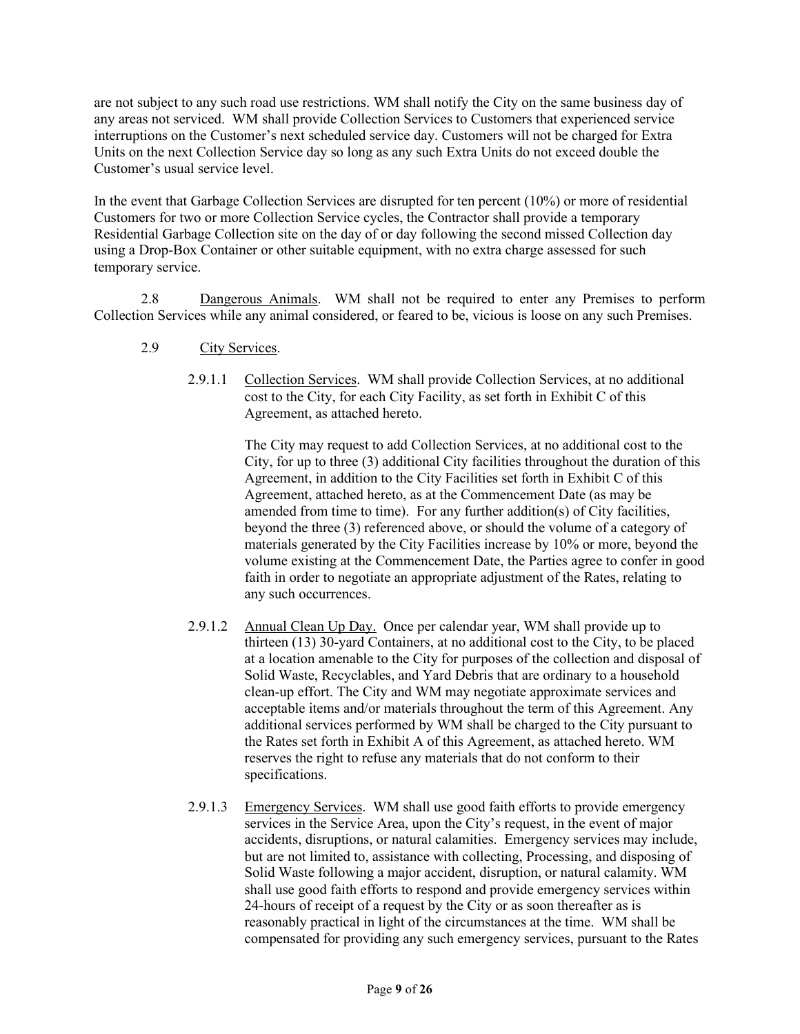are not subject to any such road use restrictions. WM shall notify the City on the same business day of any areas not serviced. WM shall provide Collection Services to Customers that experienced service interruptions on the Customer's next scheduled service day. Customers will not be charged for Extra Units on the next Collection Service day so long as any such Extra Units do not exceed double the Customer's usual service level.

In the event that Garbage Collection Services are disrupted for ten percent (10%) or more of residential Customers for two or more Collection Service cycles, the Contractor shall provide a temporary Residential Garbage Collection site on the day of or day following the second missed Collection day using a Drop-Box Container or other suitable equipment, with no extra charge assessed for such temporary service.

2.8 Dangerous Animals. WM shall not be required to enter any Premises to perform Collection Services while any animal considered, or feared to be, vicious is loose on any such Premises.

2.9 City Services.

2.9.1.1 Collection Services. WM shall provide Collection Services, at no additional cost to the City, for each City Facility, as set forth in Exhibit C of this Agreement, as attached hereto.

The City may request to add Collection Services, at no additional cost to the City, for up to three (3) additional City facilities throughout the duration of this Agreement, in addition to the City Facilities set forth in Exhibit C of this Agreement, attached hereto, as at the Commencement Date (as may be amended from time to time). For any further addition(s) of City facilities, beyond the three (3) referenced above, or should the volume of a category of materials generated by the City Facilities increase by 10% or more, beyond the volume existing at the Commencement Date, the Parties agree to confer in good faith in order to negotiate an appropriate adjustment of the Rates, relating to any such occurrences.

2.9.1.2 Annual Clean Up Day. Once per calendar year, WM shall provide up to thirteen (13) 30-yard Containers, at no additional cost to the City, to be placed at a location amenable to the City for purposes of the collection and disposal of Solid Waste, Recyclables, and Yard Debris that are ordinary to a household clean-up effort. The City and WM may negotiate approximate services and acceptable items and/or materials throughout the term of this Agreement. Any additional services performed by WM shall be charged to the City pursuant to the Rates set forth in Exhibit A of this Agreement, as attached hereto. WM reserves the right to refuse any materials that do not conform to their specifications.

2.9.1.3 Emergency Services. WM shall use good faith efforts to provide emergency services in the Service Area, upon the City's request, in the event of major accidents, disruptions, or natural calamities. Emergency services may include, but are not limited to, assistance with collecting, Processing, and disposing of Solid Waste following a major accident, disruption, or natural calamity. WM shall use good faith efforts to respond and provide emergency services within 24-hours of receipt of a request by the City or as soon thereafter as is reasonably practical in light of the circumstances at the time. WM shall be compensated for providing any such emergency services, pursuant to the Rates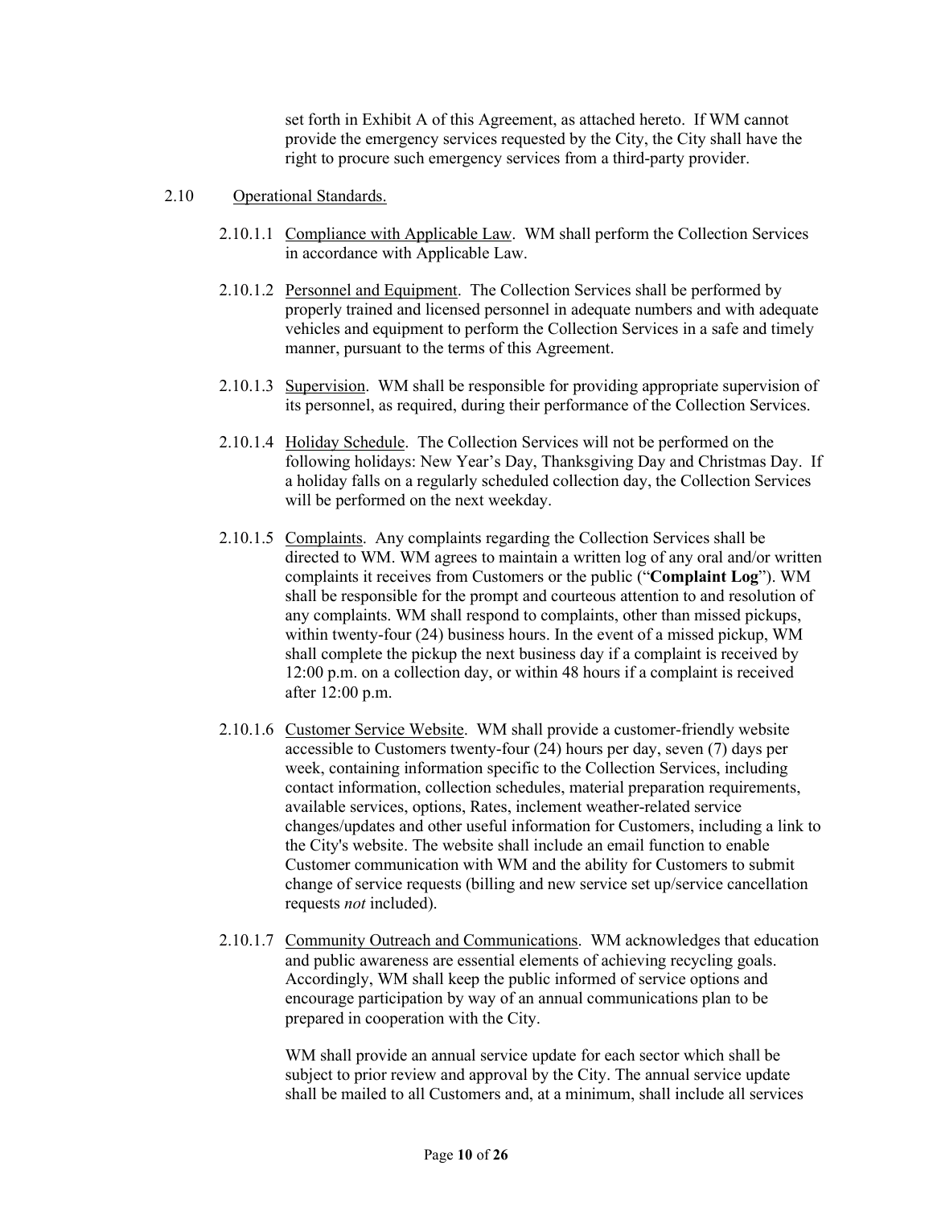set forth in Exhibit A of this Agreement, as attached hereto. If WM cannot provide the emergency services requested by the City, the City shall have the right to procure such emergency services from a third-party provider.

2.10 Operational Standards.

2.10.1.1 Compliance with Applicable Law. WM shall perform the Collection Services in accordance with Applicable Law.

2.10.1.2 Personnel and Equipment. The Collection Services shall be performed by properly trained and licensed personnel in adequate numbers and with adequate vehicles and equipment to perform the Collection Services in a safe and timely manner, pursuant to the terms of this Agreement.

2.10.1.3 Supervision. WM shall be responsible for providing appropriate supervision of its personnel, as required, during their performance of the Collection Services.

2.10.1.4 Holiday Schedule. The Collection Services will not be performed on the following holidays: New Year's Day, Thanksgiving Day and Christmas Day. If a holiday falls on a regularly scheduled collection day, the Collection Services will be performed on the next weekday.

2.10.1.5 Complaints. Any complaints regarding the Collection Services shall be directed to WM. WM agrees to maintain a written log of any oral and/or written complaints it receives from Customers or the public ("**Complaint Log**"). WM shall be responsible for the prompt and courteous attention to and resolution of any complaints. WM shall respond to complaints, other than missed pickups, within twenty-four (24) business hours. In the event of a missed pickup, WM shall complete the pickup the next business day if a complaint is received by 12:00 p.m. on a collection day, or within 48 hours if a complaint is received after 12:00 p.m.

2.10.1.6 Customer Service Website. WM shall provide a customer-friendly website accessible to Customers twenty-four (24) hours per day, seven (7) days per week, containing information specific to the Collection Services, including contact information, collection schedules, material preparation requirements, available services, options, Rates, inclement weather-related service changes/updates and other useful information for Customers, including a link to the City's website. The website shall include an email function to enable Customer communication with WM and the ability for Customers to submit change of service requests (billing and new service set up/service cancellation requests *not* included).

2.10.1.7 Community Outreach and Communications. WM acknowledges that education and public awareness are essential elements of achieving recycling goals. Accordingly, WM shall keep the public informed of service options and encourage participation by way of an annual communications plan to be prepared in cooperation with the City.

WM shall provide an annual service update for each sector which shall be subject to prior review and approval by the City. The annual service update shall be mailed to all Customers and, at a minimum, shall include all services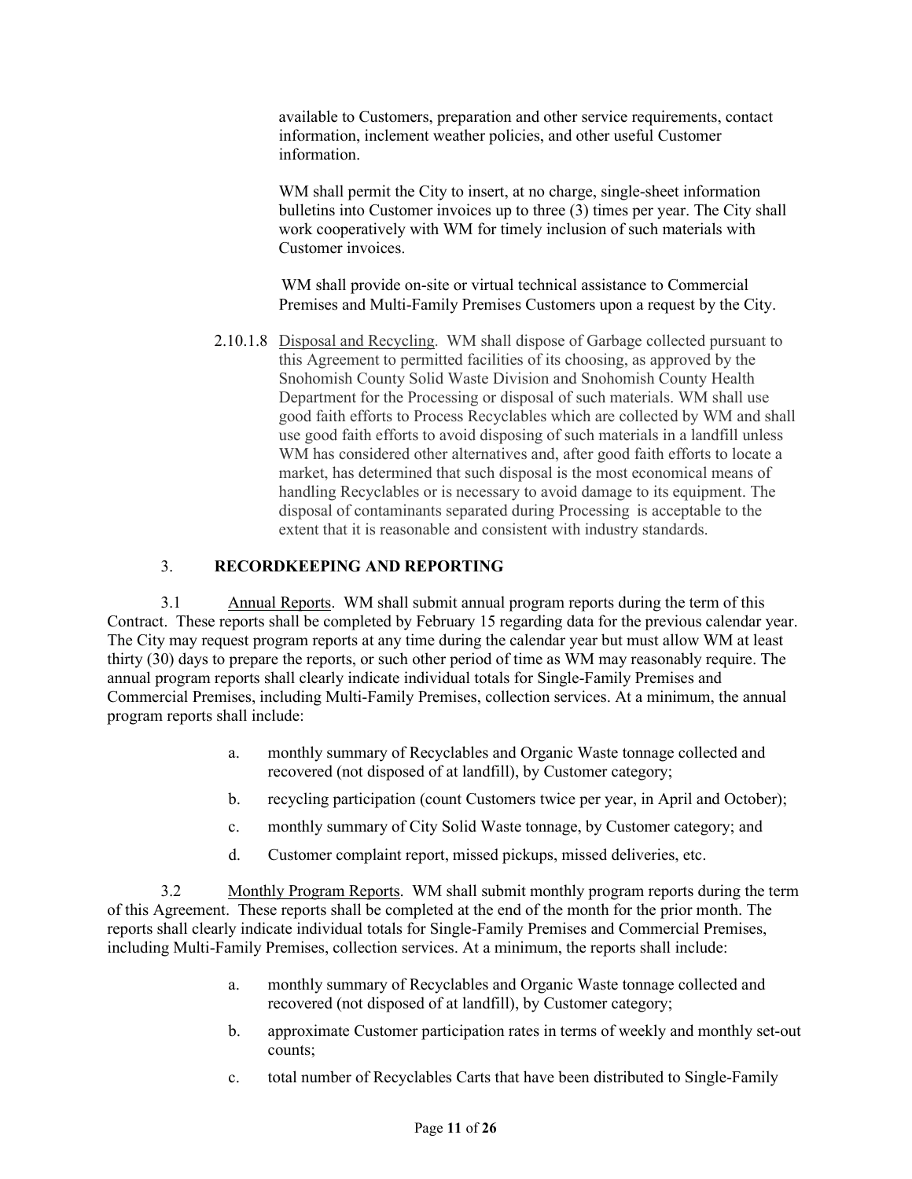available to Customers, preparation and other service requirements, contact information, inclement weather policies, and other useful Customer information.

WM shall permit the City to insert, at no charge, single-sheet information bulletins into Customer invoices up to three (3) times per year. The City shall work cooperatively with WM for timely inclusion of such materials with Customer invoices.

WM shall provide on-site or virtual technical assistance to Commercial Premises and Multi-Family Premises Customers upon a request by the City.

2.10.1.8 Disposal and Recycling. WM shall dispose of Garbage collected pursuant to this Agreement to permitted facilities of its choosing, as approved by the Snohomish County Solid Waste Division and Snohomish County Health Department for the Processing or disposal of such materials. WM shall use good faith efforts to Process Recyclables which are collected by WM and shall use good faith efforts to avoid disposing of such materials in a landfill unless WM has considered other alternatives and, after good faith efforts to locate a market, has determined that such disposal is the most economical means of handling Recyclables or is necessary to avoid damage to its equipment. The disposal of contaminants separated during Processing is acceptable to the extent that it is reasonable and consistent with industry standards.

## 3. RECORDKEEPING AND REPORTING

3.1 Annual Reports. WM shall submit annual program reports during the term of this Contract. These reports shall be completed by February 15 regarding data for the previous calendar year. The City may request program reports at any time during the calendar year but must allow WM at least thirty (30) days to prepare the reports, or such other period of time as WM may reasonably require. The annual program reports shall clearly indicate individual totals for Single-Family Premises and Commercial Premises, including Multi-Family Premises, collection services. At a minimum, the annual program reports shall include:

a. monthly summary of Recyclables and Organic Waste tonnage collected and recovered (not disposed of at landfill), by Customer category;

b. recycling participation (count Customers twice per year, in April and October);

c. monthly summary of City Solid Waste tonnage, by Customer category; and

d. Customer complaint report, missed pickups, missed deliveries, etc.

3.2 Monthly Program Reports. WM shall submit monthly program reports during the term of this Agreement. These reports shall be completed at the end of the month for the prior month. The reports shall clearly indicate individual totals for Single-Family Premises and Commercial Premises, including Multi-Family Premises, collection services. At a minimum, the reports shall include:

a. monthly summary of Recyclables and Organic Waste tonnage collected and recovered (not disposed of at landfill), by Customer category;

b. approximate Customer participation rates in terms of weekly and monthly set-out counts;

c. total number of Recyclables Carts that have been distributed to Single-Family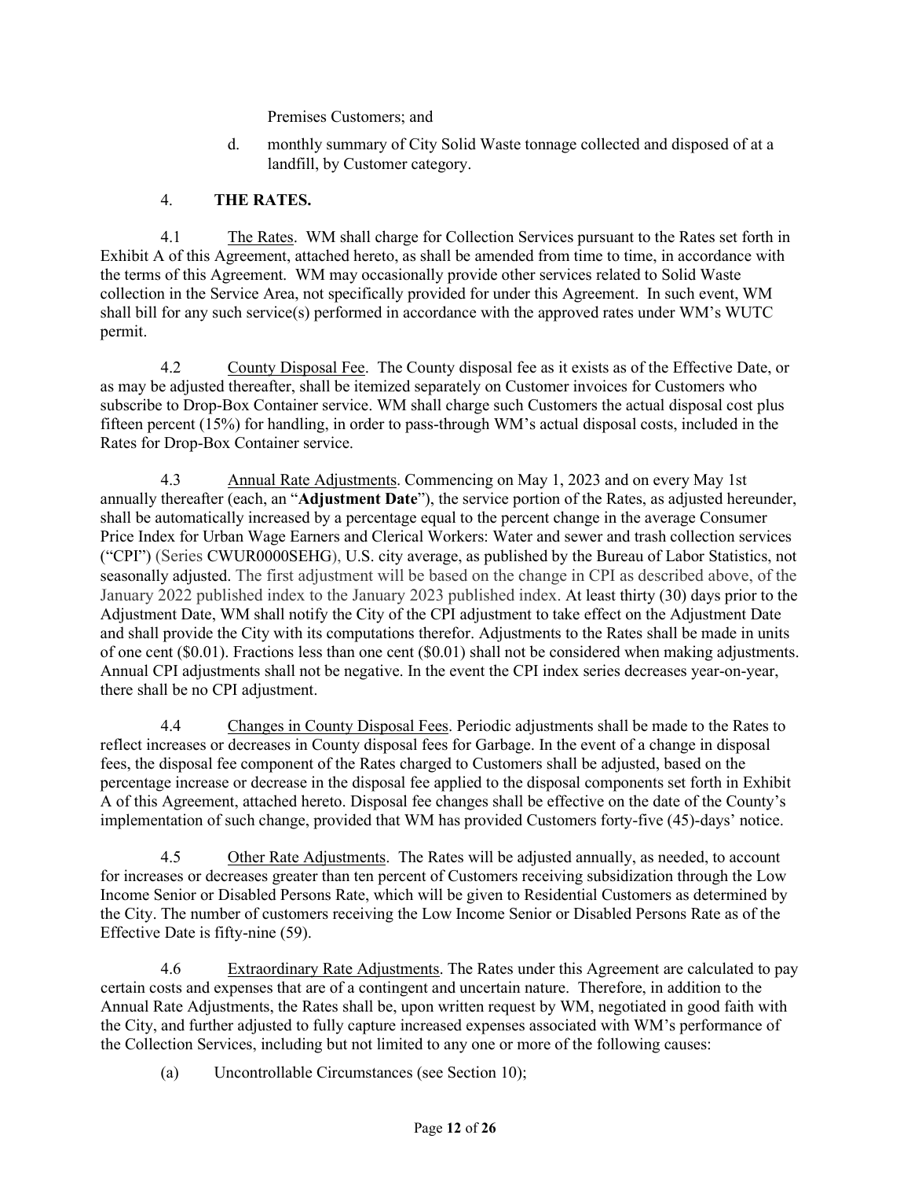Premises Customers; and

d. monthly summary of City Solid Waste tonnage collected and disposed of at a landfill, by Customer category.

## 4. THE RATES.

4.1 The Rates. WM shall charge for Collection Services pursuant to the Rates set forth in Exhibit A of this Agreement, attached hereto, as shall be amended from time to time, in accordance with the terms of this Agreement. WM may occasionally provide other services related to Solid Waste collection in the Service Area, not specifically provided for under this Agreement. In such event, WM shall bill for any such service(s) performed in accordance with the approved rates under WM's WUTC permit.

4.2 County Disposal Fee. The County disposal fee as it exists as of the Effective Date, or as may be adjusted thereafter, shall be itemized separately on Customer invoices for Customers who subscribe to Drop-Box Container service. WM shall charge such Customers the actual disposal cost plus fifteen percent (15%) for handling, in order to pass-through WM's actual disposal costs, included in the Rates for Drop-Box Container service.

4.3 Annual Rate Adjustments. Commencing on May 1, 2023 and on every May 1st annually thereafter (each, an "**Adjustment Date**"), the service portion of the Rates, as adjusted hereunder, shall be automatically increased by a percentage equal to the percent change in the average Consumer Price Index for Urban Wage Earners and Clerical Workers: Water and sewer and trash collection services ("CPI") (Series CWUR0000SEHG), U.S. city average, as published by the Bureau of Labor Statistics, not seasonally adjusted. The first adjustment will be based on the change in CPI as described above, of the January 2022 published index to the January 2023 published index. At least thirty (30) days prior to the Adjustment Date, WM shall notify the City of the CPI adjustment to take effect on the Adjustment Date and shall provide the City with its computations therefor. Adjustments to the Rates shall be made in units of one cent ($0.01). Fractions less than one cent ($0.01) shall not be considered when making adjustments. Annual CPI adjustments shall not be negative. In the event the CPI index series decreases year-on-year, there shall be no CPI adjustment.

4.4 Changes in County Disposal Fees. Periodic adjustments shall be made to the Rates to reflect increases or decreases in County disposal fees for Garbage. In the event of a change in disposal fees, the disposal fee component of the Rates charged to Customers shall be adjusted, based on the percentage increase or decrease in the disposal fee applied to the disposal components set forth in Exhibit A of this Agreement, attached hereto. Disposal fee changes shall be effective on the date of the County's implementation of such change, provided that WM has provided Customers forty-five (45)-days' notice.

4.5 Other Rate Adjustments. The Rates will be adjusted annually, as needed, to account for increases or decreases greater than ten percent of Customers receiving subsidization through the Low Income Senior or Disabled Persons Rate, which will be given to Residential Customers as determined by the City. The number of customers receiving the Low Income Senior or Disabled Persons Rate as of the Effective Date is fifty-nine (59).

4.6 Extraordinary Rate Adjustments. The Rates under this Agreement are calculated to pay certain costs and expenses that are of a contingent and uncertain nature. Therefore, in addition to the Annual Rate Adjustments, the Rates shall be, upon written request by WM, negotiated in good faith with the City, and further adjusted to fully capture increased expenses associated with WM's performance of the Collection Services, including but not limited to any one or more of the following causes:

(a) Uncontrollable Circumstances (see Section 10);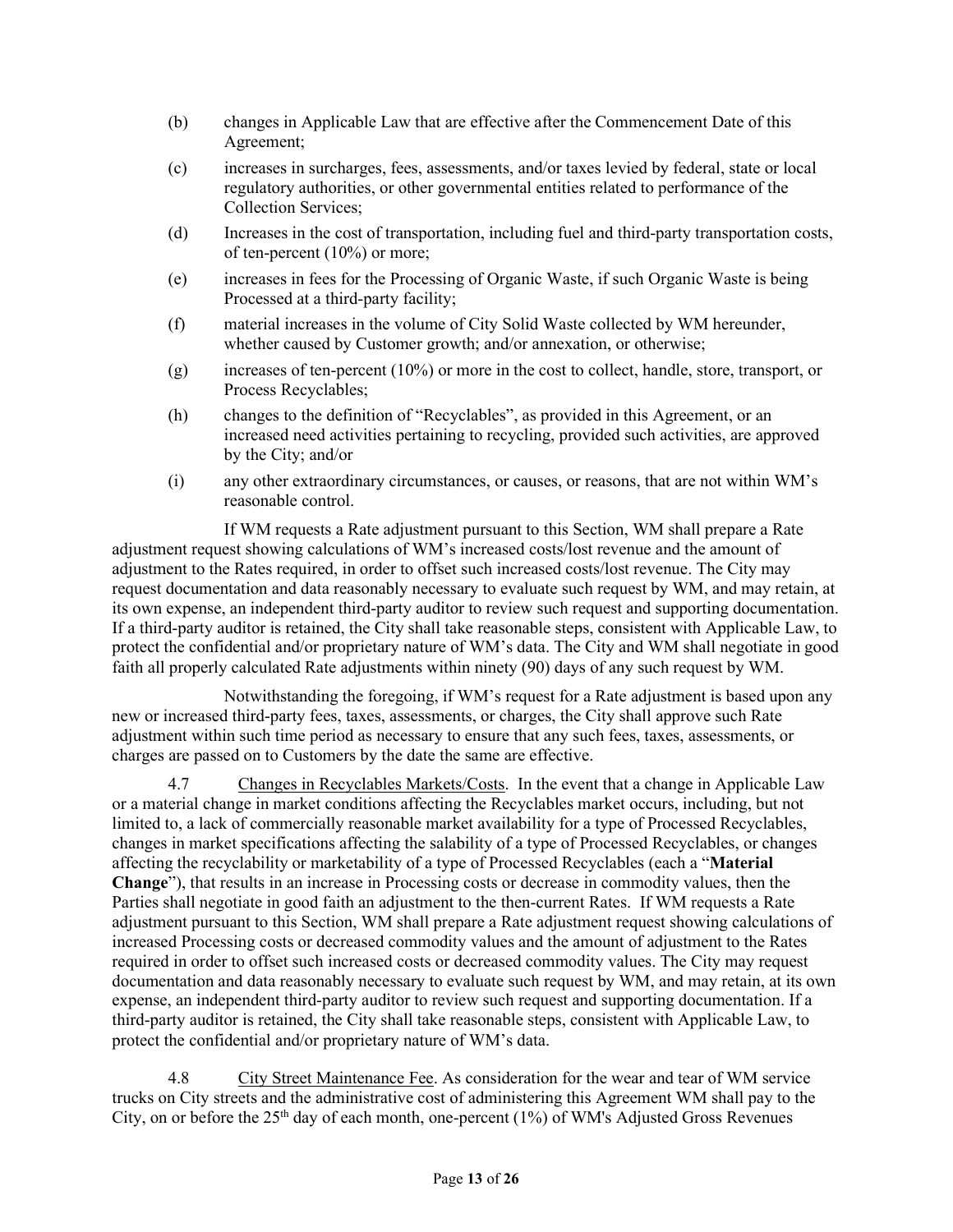(b) changes in Applicable Law that are effective after the Commencement Date of this Agreement;

(c) increases in surcharges, fees, assessments, and/or taxes levied by federal, state or local regulatory authorities, or other governmental entities related to performance of the Collection Services;

(d) Increases in the cost of transportation, including fuel and third-party transportation costs, of ten-percent (10%) or more;

(e) increases in fees for the Processing of Organic Waste, if such Organic Waste is being Processed at a third-party facility;

(f) material increases in the volume of City Solid Waste collected by WM hereunder, whether caused by Customer growth; and/or annexation, or otherwise;

(g) increases of ten-percent (10%) or more in the cost to collect, handle, store, transport, or Process Recyclables;

(h) changes to the definition of "Recyclables", as provided in this Agreement, or an increased need activities pertaining to recycling, provided such activities, are approved by the City; and/or

(i) any other extraordinary circumstances, or causes, or reasons, that are not within WM's reasonable control.

If WM requests a Rate adjustment pursuant to this Section, WM shall prepare a Rate adjustment request showing calculations of WM's increased costs/lost revenue and the amount of adjustment to the Rates required, in order to offset such increased costs/lost revenue. The City may request documentation and data reasonably necessary to evaluate such request by WM, and may retain, at its own expense, an independent third-party auditor to review such request and supporting documentation. If a third-party auditor is retained, the City shall take reasonable steps, consistent with Applicable Law, to protect the confidential and/or proprietary nature of WM's data. The City and WM shall negotiate in good faith all properly calculated Rate adjustments within ninety (90) days of any such request by WM.

Notwithstanding the foregoing, if WM's request for a Rate adjustment is based upon any new or increased third-party fees, taxes, assessments, or charges, the City shall approve such Rate adjustment within such time period as necessary to ensure that any such fees, taxes, assessments, or charges are passed on to Customers by the date the same are effective.

4.7 Changes in Recyclables Markets/Costs. In the event that a change in Applicable Law or a material change in market conditions affecting the Recyclables market occurs, including, but not limited to, a lack of commercially reasonable market availability for a type of Processed Recyclables, changes in market specifications affecting the salability of a type of Processed Recyclables, or changes affecting the recyclability or marketability of a type of Processed Recyclables (each a "**Material Change**"), that results in an increase in Processing costs or decrease in commodity values, then the Parties shall negotiate in good faith an adjustment to the then-current Rates. If WM requests a Rate adjustment pursuant to this Section, WM shall prepare a Rate adjustment request showing calculations of increased Processing costs or decreased commodity values and the amount of adjustment to the Rates required in order to offset such increased costs or decreased commodity values. The City may request documentation and data reasonably necessary to evaluate such request by WM, and may retain, at its own expense, an independent third-party auditor to review such request and supporting documentation. If a third-party auditor is retained, the City shall take reasonable steps, consistent with Applicable Law, to protect the confidential and/or proprietary nature of WM's data.

4.8 City Street Maintenance Fee. As consideration for the wear and tear of WM service trucks on City streets and the administrative cost of administering this Agreement WM shall pay to the City, on or before the 25th day of each month, one-percent (1%) of WM's Adjusted Gross Revenues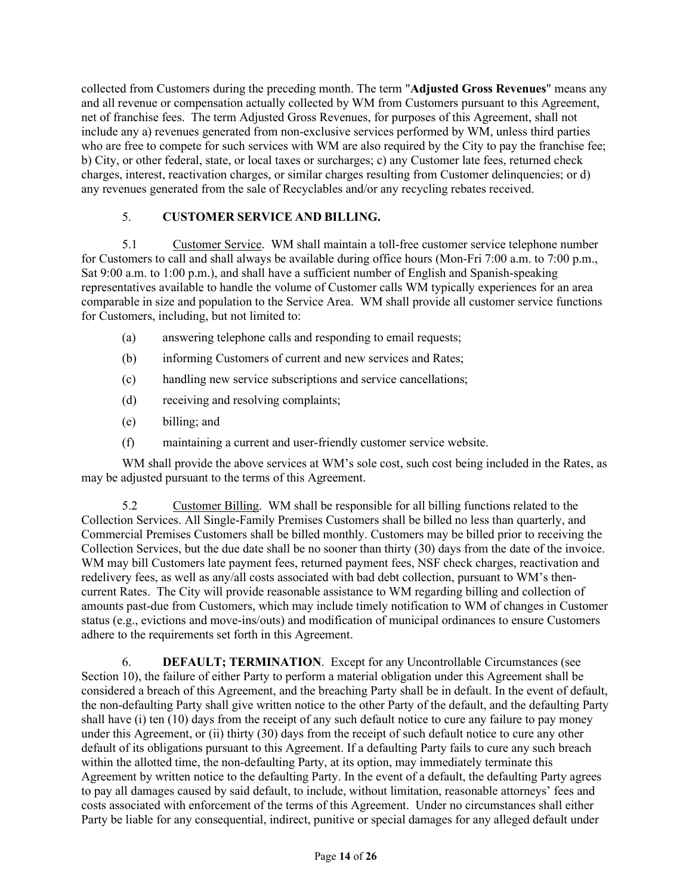collected from Customers during the preceding month. The term "**Adjusted Gross Revenues**" means any and all revenue or compensation actually collected by WM from Customers pursuant to this Agreement, net of franchise fees. The term Adjusted Gross Revenues, for purposes of this Agreement, shall not include any a) revenues generated from non-exclusive services performed by WM, unless third parties who are free to compete for such services with WM are also required by the City to pay the franchise fee; b) City, or other federal, state, or local taxes or surcharges; c) any Customer late fees, returned check charges, interest, reactivation charges, or similar charges resulting from Customer delinquencies; or d) any revenues generated from the sale of Recyclables and/or any recycling rebates received.

5. **CUSTOMER SERVICE AND BILLING.**

5.1 Customer Service. WM shall maintain a toll-free customer service telephone number for Customers to call and shall always be available during office hours (Mon-Fri 7:00 a.m. to 7:00 p.m., Sat 9:00 a.m. to 1:00 p.m.), and shall have a sufficient number of English and Spanish-speaking representatives available to handle the volume of Customer calls WM typically experiences for an area comparable in size and population to the Service Area. WM shall provide all customer service functions for Customers, including, but not limited to:

(a) answering telephone calls and responding to email requests;

(b) informing Customers of current and new services and Rates;

(c) handling new service subscriptions and service cancellations;

(d) receiving and resolving complaints;

(e) billing; and

(f) maintaining a current and user-friendly customer service website.

WM shall provide the above services at WM's sole cost, such cost being included in the Rates, as may be adjusted pursuant to the terms of this Agreement.

5.2 Customer Billing. WM shall be responsible for all billing functions related to the Collection Services. All Single-Family Premises Customers shall be billed no less than quarterly, and Commercial Premises Customers shall be billed monthly. Customers may be billed prior to receiving the Collection Services, but the due date shall be no sooner than thirty (30) days from the date of the invoice. WM may bill Customers late payment fees, returned payment fees, NSF check charges, reactivation and redelivery fees, as well as any/all costs associated with bad debt collection, pursuant to WM's then-current Rates. The City will provide reasonable assistance to WM regarding billing and collection of amounts past-due from Customers, which may include timely notification to WM of changes in Customer status (e.g., evictions and move-ins/outs) and modification of municipal ordinances to ensure Customers adhere to the requirements set forth in this Agreement.

6. **DEFAULT; TERMINATION**. Except for any Uncontrollable Circumstances (see Section 10), the failure of either Party to perform a material obligation under this Agreement shall be considered a breach of this Agreement, and the breaching Party shall be in default. In the event of default, the non-defaulting Party shall give written notice to the other Party of the default, and the defaulting Party shall have (i) ten (10) days from the receipt of any such default notice to cure any failure to pay money under this Agreement, or (ii) thirty (30) days from the receipt of such default notice to cure any other default of its obligations pursuant to this Agreement. If a defaulting Party fails to cure any such breach within the allotted time, the non-defaulting Party, at its option, may immediately terminate this Agreement by written notice to the defaulting Party. In the event of a default, the defaulting Party agrees to pay all damages caused by said default, to include, without limitation, reasonable attorneys' fees and costs associated with enforcement of the terms of this Agreement. Under no circumstances shall either Party be liable for any consequential, indirect, punitive or special damages for any alleged default under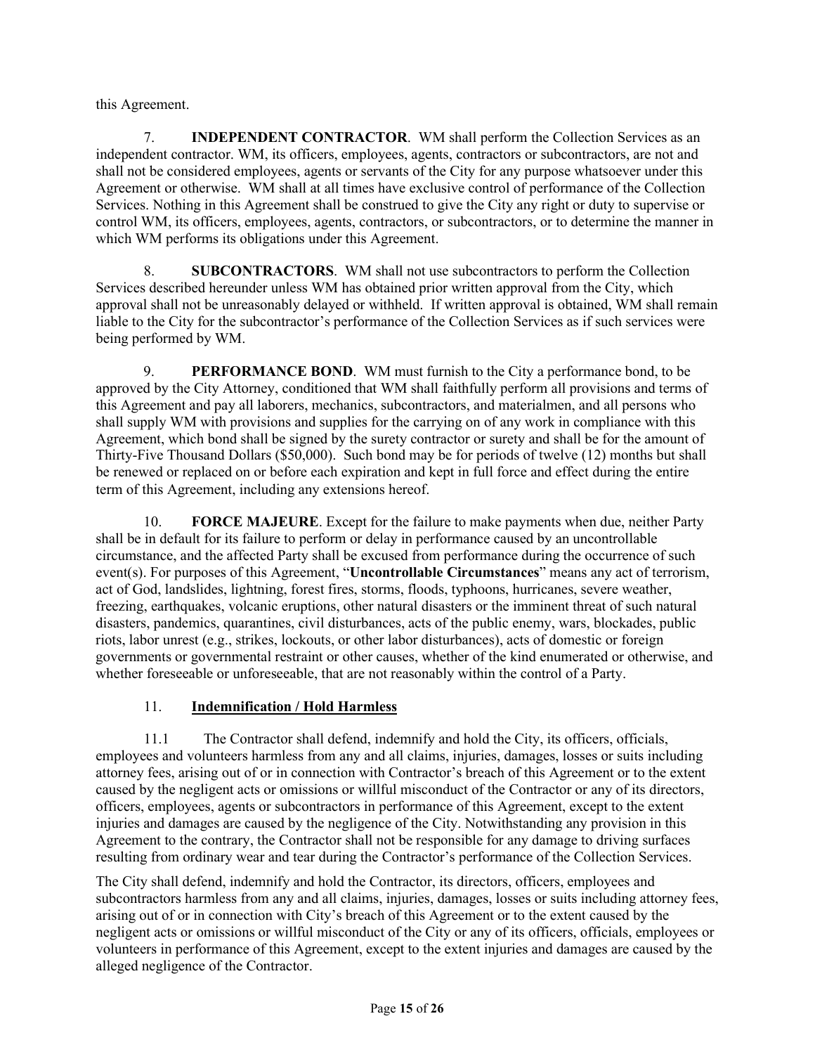this Agreement.

7. **INDEPENDENT CONTRACTOR**. WM shall perform the Collection Services as an independent contractor. WM, its officers, employees, agents, contractors or subcontractors, are not and shall not be considered employees, agents or servants of the City for any purpose whatsoever under this Agreement or otherwise. WM shall at all times have exclusive control of performance of the Collection Services. Nothing in this Agreement shall be construed to give the City any right or duty to supervise or control WM, its officers, employees, agents, contractors, or subcontractors, or to determine the manner in which WM performs its obligations under this Agreement.

8. **SUBCONTRACTORS**. WM shall not use subcontractors to perform the Collection Services described hereunder unless WM has obtained prior written approval from the City, which approval shall not be unreasonably delayed or withheld. If written approval is obtained, WM shall remain liable to the City for the subcontractor's performance of the Collection Services as if such services were being performed by WM.

9. **PERFORMANCE BOND**. WM must furnish to the City a performance bond, to be approved by the City Attorney, conditioned that WM shall faithfully perform all provisions and terms of this Agreement and pay all laborers, mechanics, subcontractors, and materialmen, and all persons who shall supply WM with provisions and supplies for the carrying on of any work in compliance with this Agreement, which bond shall be signed by the surety contractor or surety and shall be for the amount of Thirty-Five Thousand Dollars ($50,000). Such bond may be for periods of twelve (12) months but shall be renewed or replaced on or before each expiration and kept in full force and effect during the entire term of this Agreement, including any extensions hereof.

10. **FORCE MAJEURE**. Except for the failure to make payments when due, neither Party shall be in default for its failure to perform or delay in performance caused by an uncontrollable circumstance, and the affected Party shall be excused from performance during the occurrence of such event(s). For purposes of this Agreement, "**Uncontrollable Circumstances**" means any act of terrorism, act of God, landslides, lightning, forest fires, storms, floods, typhoons, hurricanes, severe weather, freezing, earthquakes, volcanic eruptions, other natural disasters or the imminent threat of such natural disasters, pandemics, quarantines, civil disturbances, acts of the public enemy, wars, blockades, public riots, labor unrest (e.g., strikes, lockouts, or other labor disturbances), acts of domestic or foreign governments or governmental restraint or other causes, whether of the kind enumerated or otherwise, and whether foreseeable or unforeseeable, that are not reasonably within the control of a Party.

11. **<u>Indemnification / Hold Harmless</u>**

11.1 The Contractor shall defend, indemnify and hold the City, its officers, officials, employees and volunteers harmless from any and all claims, injuries, damages, losses or suits including attorney fees, arising out of or in connection with Contractor's breach of this Agreement or to the extent caused by the negligent acts or omissions or willful misconduct of the Contractor or any of its directors, officers, employees, agents or subcontractors in performance of this Agreement, except to the extent injuries and damages are caused by the negligence of the City. Notwithstanding any provision in this Agreement to the contrary, the Contractor shall not be responsible for any damage to driving surfaces resulting from ordinary wear and tear during the Contractor's performance of the Collection Services.

The City shall defend, indemnify and hold the Contractor, its directors, officers, employees and subcontractors harmless from any and all claims, injuries, damages, losses or suits including attorney fees, arising out of or in connection with City's breach of this Agreement or to the extent caused by the negligent acts or omissions or willful misconduct of the City or any of its officers, officials, employees or volunteers in performance of this Agreement, except to the extent injuries and damages are caused by the alleged negligence of the Contractor.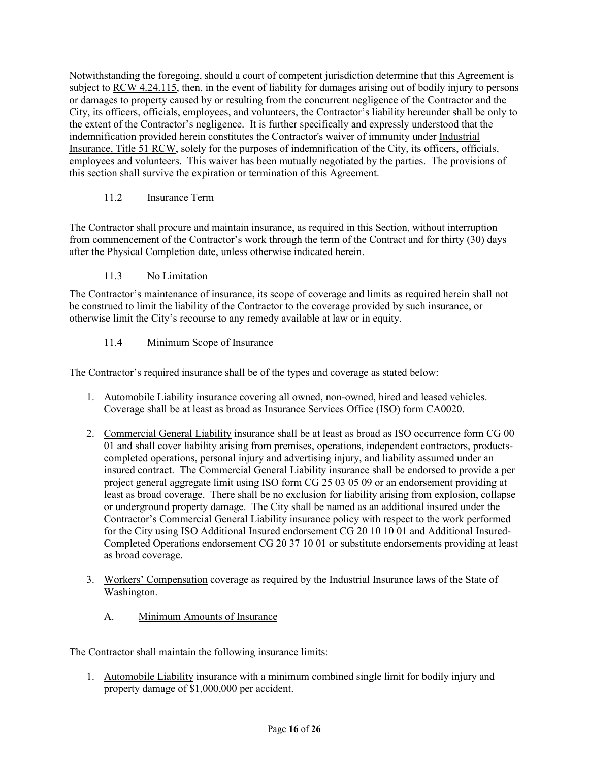Notwithstanding the foregoing, should a court of competent jurisdiction determine that this Agreement is subject to RCW 4.24.115, then, in the event of liability for damages arising out of bodily injury to persons or damages to property caused by or resulting from the concurrent negligence of the Contractor and the City, its officers, officials, employees, and volunteers, the Contractor's liability hereunder shall be only to the extent of the Contractor's negligence. It is further specifically and expressly understood that the indemnification provided herein constitutes the Contractor's waiver of immunity under Industrial Insurance, Title 51 RCW, solely for the purposes of indemnification of the City, its officers, officials, employees and volunteers. This waiver has been mutually negotiated by the parties. The provisions of this section shall survive the expiration or termination of this Agreement.

### 11.2 Insurance Term

The Contractor shall procure and maintain insurance, as required in this Section, without interruption from commencement of the Contractor's work through the term of the Contract and for thirty (30) days after the Physical Completion date, unless otherwise indicated herein.

### 11.3 No Limitation

The Contractor's maintenance of insurance, its scope of coverage and limits as required herein shall not be construed to limit the liability of the Contractor to the coverage provided by such insurance, or otherwise limit the City's recourse to any remedy available at law or in equity.

### 11.4 Minimum Scope of Insurance

The Contractor's required insurance shall be of the types and coverage as stated below:

1. Automobile Liability insurance covering all owned, non-owned, hired and leased vehicles. Coverage shall be at least as broad as Insurance Services Office (ISO) form CA0020.
2. Commercial General Liability insurance shall be at least as broad as ISO occurrence form CG 00 01 and shall cover liability arising from premises, operations, independent contractors, products-completed operations, personal injury and advertising injury, and liability assumed under an insured contract. The Commercial General Liability insurance shall be endorsed to provide a per project general aggregate limit using ISO form CG 25 03 05 09 or an endorsement providing at least as broad coverage. There shall be no exclusion for liability arising from explosion, collapse or underground property damage. The City shall be named as an additional insured under the Contractor's Commercial General Liability insurance policy with respect to the work performed for the City using ISO Additional Insured endorsement CG 20 10 10 01 and Additional Insured-Completed Operations endorsement CG 20 37 10 01 or substitute endorsements providing at least as broad coverage.
3. Workers' Compensation coverage as required by the Industrial Insurance laws of the State of Washington.

   A. Minimum Amounts of Insurance

The Contractor shall maintain the following insurance limits:

1. Automobile Liability insurance with a minimum combined single limit for bodily injury and property damage of $1,000,000 per accident.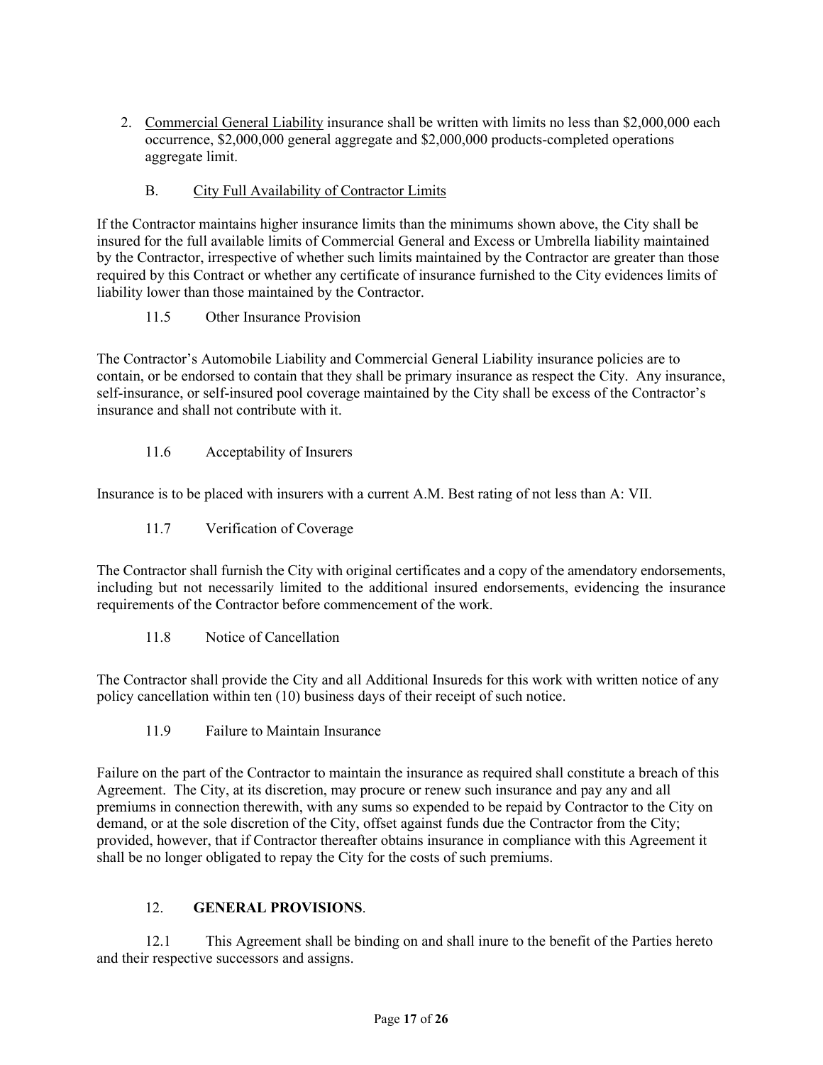2. Commercial General Liability insurance shall be written with limits no less than $2,000,000 each occurrence, $2,000,000 general aggregate and $2,000,000 products-completed operations aggregate limit.

B. City Full Availability of Contractor Limits

If the Contractor maintains higher insurance limits than the minimums shown above, the City shall be insured for the full available limits of Commercial General and Excess or Umbrella liability maintained by the Contractor, irrespective of whether such limits maintained by the Contractor are greater than those required by this Contract or whether any certificate of insurance furnished to the City evidences limits of liability lower than those maintained by the Contractor.

11.5 Other Insurance Provision

The Contractor's Automobile Liability and Commercial General Liability insurance policies are to contain, or be endorsed to contain that they shall be primary insurance as respect the City. Any insurance, self-insurance, or self-insured pool coverage maintained by the City shall be excess of the Contractor's insurance and shall not contribute with it.

11.6 Acceptability of Insurers

Insurance is to be placed with insurers with a current A.M. Best rating of not less than A: VII.

11.7 Verification of Coverage

The Contractor shall furnish the City with original certificates and a copy of the amendatory endorsements, including but not necessarily limited to the additional insured endorsements, evidencing the insurance requirements of the Contractor before commencement of the work.

11.8 Notice of Cancellation

The Contractor shall provide the City and all Additional Insureds for this work with written notice of any policy cancellation within ten (10) business days of their receipt of such notice.

11.9 Failure to Maintain Insurance

Failure on the part of the Contractor to maintain the insurance as required shall constitute a breach of this Agreement. The City, at its discretion, may procure or renew such insurance and pay any and all premiums in connection therewith, with any sums so expended to be repaid by Contractor to the City on demand, or at the sole discretion of the City, offset against funds due the Contractor from the City; provided, however, that if Contractor thereafter obtains insurance in compliance with this Agreement it shall be no longer obligated to repay the City for the costs of such premiums.

12. **GENERAL PROVISIONS**.

12.1 This Agreement shall be binding on and shall inure to the benefit of the Parties hereto and their respective successors and assigns.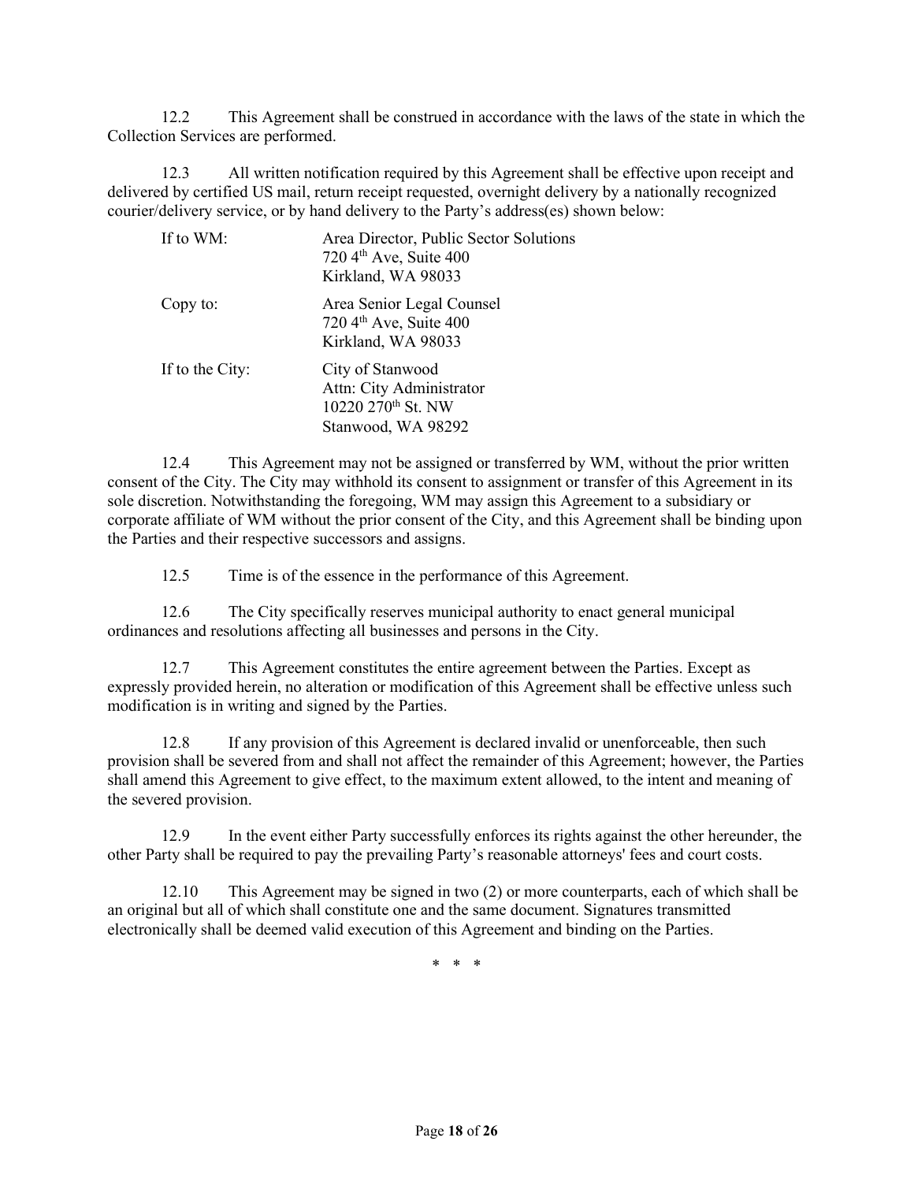12.2 This Agreement shall be construed in accordance with the laws of the state in which the Collection Services are performed.

12.3 All written notification required by this Agreement shall be effective upon receipt and delivered by certified US mail, return receipt requested, overnight delivery by a nationally recognized courier/delivery service, or by hand delivery to the Party's address(es) shown below:

| | |
|---|---|
| If to WM: | Area Director, Public Sector Solutions<br>720 4th Ave, Suite 400<br>Kirkland, WA 98033 |
| Copy to: | Area Senior Legal Counsel<br>720 4th Ave, Suite 400<br>Kirkland, WA 98033 |
| If to the City: | City of Stanwood<br>Attn: City Administrator<br>10220 270th St. NW<br>Stanwood, WA 98292 |

12.4 This Agreement may not be assigned or transferred by WM, without the prior written consent of the City. The City may withhold its consent to assignment or transfer of this Agreement in its sole discretion. Notwithstanding the foregoing, WM may assign this Agreement to a subsidiary or corporate affiliate of WM without the prior consent of the City, and this Agreement shall be binding upon the Parties and their respective successors and assigns.

12.5 Time is of the essence in the performance of this Agreement.

12.6 The City specifically reserves municipal authority to enact general municipal ordinances and resolutions affecting all businesses and persons in the City.

12.7 This Agreement constitutes the entire agreement between the Parties. Except as expressly provided herein, no alteration or modification of this Agreement shall be effective unless such modification is in writing and signed by the Parties.

12.8 If any provision of this Agreement is declared invalid or unenforceable, then such provision shall be severed from and shall not affect the remainder of this Agreement; however, the Parties shall amend this Agreement to give effect, to the maximum extent allowed, to the intent and meaning of the severed provision.

12.9 In the event either Party successfully enforces its rights against the other hereunder, the other Party shall be required to pay the prevailing Party's reasonable attorneys' fees and court costs.

12.10 This Agreement may be signed in two (2) or more counterparts, each of which shall be an original but all of which shall constitute one and the same document. Signatures transmitted electronically shall be deemed valid execution of this Agreement and binding on the Parties.

\* \* \*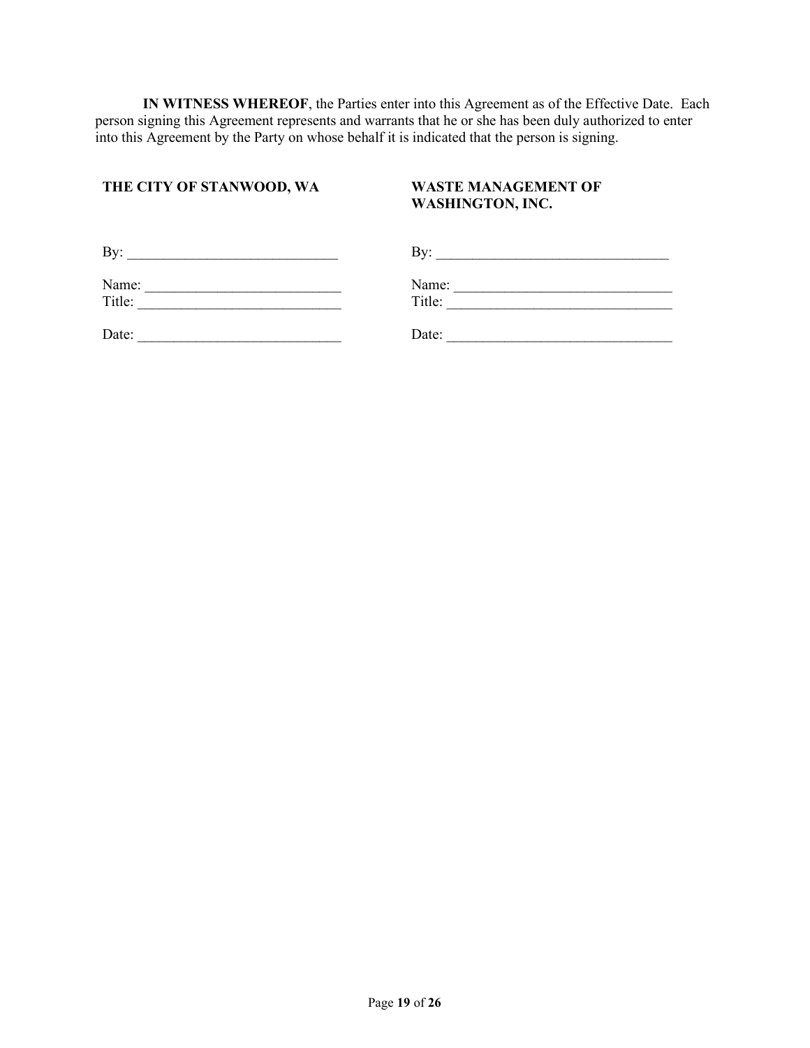**IN WITNESS WHEREOF**, the Parties enter into this Agreement as of the Effective Date. Each person signing this Agreement represents and warrants that he or she has been duly authorized to enter into this Agreement by the Party on whose behalf it is indicated that the person is signing.

| **THE CITY OF STANWOOD, WA** | **WASTE MANAGEMENT OF WASHINGTON, INC.** |
|---|---|
| By: _____________________________ | By: ________________________________ |
| Name: ___________________________ | Name: ______________________________ |
| Title: ____________________________ | Title: _______________________________ |
| Date: ____________________________ | Date: _______________________________ |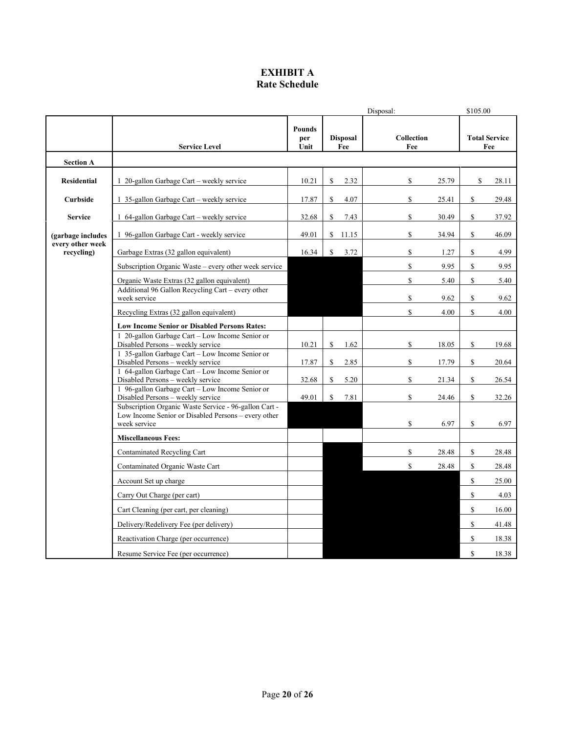# EXHIBIT A
## Rate Schedule

Disposal: $105.00

| | Service Level | Pounds per Unit | Disposal Fee | Collection Fee | Total Service Fee |
|---|---|---|---|---|---|
| **Section A** | | | | | |
| **Residential** | 1 20-gallon Garbage Cart – weekly service | 10.21 | $ 2.32 | $ 25.79 | $ 28.11 |
| **Curbside** | 1 35-gallon Garbage Cart – weekly service | 17.87 | $ 4.07 | $ 25.41 | $ 29.48 |
| **Service** | 1 64-gallon Garbage Cart – weekly service | 32.68 | $ 7.43 | $ 30.49 | $ 37.92 |
| **(garbage includes every other week recycling)** | 1 96-gallon Garbage Cart - weekly service | 49.01 | $ 11.15 | $ 34.94 | $ 46.09 |
| | Garbage Extras (32 gallon equivalent) | 16.34 | $ 3.72 | $ 1.27 | $ 4.99 |
| | Subscription Organic Waste – every other week service | | | $ 9.95 | $ 9.95 |
| | Organic Waste Extras (32 gallon equivalent) | | | $ 5.40 | $ 5.40 |
| | Additional 96 Gallon Recycling Cart – every other week service | | | $ 9.62 | $ 9.62 |
| | Recycling Extras (32 gallon equivalent) | | | $ 4.00 | $ 4.00 |
| | **Low Income Senior or Disabled Persons Rates:** | | | | |
| | 1 20-gallon Garbage Cart – Low Income Senior or Disabled Persons – weekly service | 10.21 | $ 1.62 | $ 18.05 | $ 19.68 |
| | 1 35-gallon Garbage Cart – Low Income Senior or Disabled Persons – weekly service | 17.87 | $ 2.85 | $ 17.79 | $ 20.64 |
| | 1 64-gallon Garbage Cart – Low Income Senior or Disabled Persons – weekly service | 32.68 | $ 5.20 | $ 21.34 | $ 26.54 |
| | 1 96-gallon Garbage Cart – Low Income Senior or Disabled Persons – weekly service | 49.01 | $ 7.81 | $ 24.46 | $ 32.26 |
| | Subscription Organic Waste Service - 96-gallon Cart - Low Income Senior or Disabled Persons – every other week service | | | $ 6.97 | $ 6.97 |
| | **Miscellaneous Fees:** | | | | |
| | Contaminated Recycling Cart | | | $ 28.48 | $ 28.48 |
| | Contaminated Organic Waste Cart | | | $ 28.48 | $ 28.48 |
| | Account Set up charge | | | | $ 25.00 |
| | Carry Out Charge (per cart) | | | | $ 4.03 |
| | Cart Cleaning (per cart, per cleaning) | | | | $ 16.00 |
| | Delivery/Redelivery Fee (per delivery) | | | | $ 41.48 |
| | Reactivation Charge (per occurrence) | | | | $ 18.38 |
| | Resume Service Fee (per occurrence) | | | | $ 18.38 |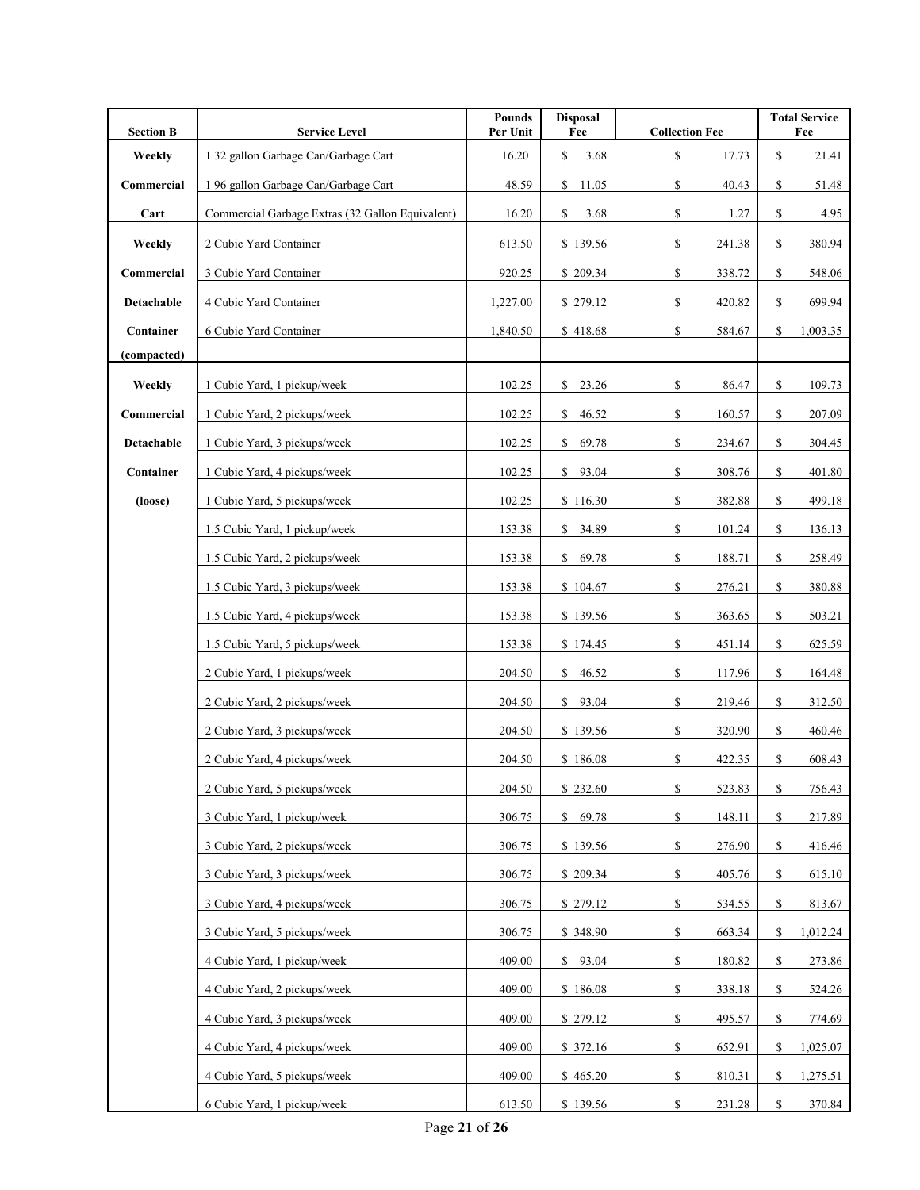| Section B | Service Level | Pounds Per Unit | Disposal Fee | Collection Fee | Total Service Fee |
|---|---|---|---|---|---|
| Weekly | 1 32 gallon Garbage Can/Garbage Cart | 16.20 | $ 3.68 | $ 17.73 | $ 21.41 |
| Commercial | 1 96 gallon Garbage Can/Garbage Cart | 48.59 | $ 11.05 | $ 40.43 | $ 51.48 |
| Cart | Commercial Garbage Extras (32 Gallon Equivalent) | 16.20 | $ 3.68 | $ 1.27 | $ 4.95 |
| Weekly | 2 Cubic Yard Container | 613.50 | $ 139.56 | $ 241.38 | $ 380.94 |
| Commercial | 3 Cubic Yard Container | 920.25 | $ 209.34 | $ 338.72 | $ 548.06 |
| Detachable | 4 Cubic Yard Container | 1,227.00 | $ 279.12 | $ 420.82 | $ 699.94 |
| Container | 6 Cubic Yard Container | 1,840.50 | $ 418.68 | $ 584.67 | $ 1,003.35 |
| (compacted) | | | | | |
| Weekly | 1 Cubic Yard, 1 pickup/week | 102.25 | $ 23.26 | $ 86.47 | $ 109.73 |
| Commercial | 1 Cubic Yard, 2 pickups/week | 102.25 | $ 46.52 | $ 160.57 | $ 207.09 |
| Detachable | 1 Cubic Yard, 3 pickups/week | 102.25 | $ 69.78 | $ 234.67 | $ 304.45 |
| Container | 1 Cubic Yard, 4 pickups/week | 102.25 | $ 93.04 | $ 308.76 | $ 401.80 |
| (loose) | 1 Cubic Yard, 5 pickups/week | 102.25 | $ 116.30 | $ 382.88 | $ 499.18 |
| | 1.5 Cubic Yard, 1 pickup/week | 153.38 | $ 34.89 | $ 101.24 | $ 136.13 |
| | 1.5 Cubic Yard, 2 pickups/week | 153.38 | $ 69.78 | $ 188.71 | $ 258.49 |
| | 1.5 Cubic Yard, 3 pickups/week | 153.38 | $ 104.67 | $ 276.21 | $ 380.88 |
| | 1.5 Cubic Yard, 4 pickups/week | 153.38 | $ 139.56 | $ 363.65 | $ 503.21 |
| | 1.5 Cubic Yard, 5 pickups/week | 153.38 | $ 174.45 | $ 451.14 | $ 625.59 |
| | 2 Cubic Yard, 1 pickups/week | 204.50 | $ 46.52 | $ 117.96 | $ 164.48 |
| | 2 Cubic Yard, 2 pickups/week | 204.50 | $ 93.04 | $ 219.46 | $ 312.50 |
| | 2 Cubic Yard, 3 pickups/week | 204.50 | $ 139.56 | $ 320.90 | $ 460.46 |
| | 2 Cubic Yard, 4 pickups/week | 204.50 | $ 186.08 | $ 422.35 | $ 608.43 |
| | 2 Cubic Yard, 5 pickups/week | 204.50 | $ 232.60 | $ 523.83 | $ 756.43 |
| | 3 Cubic Yard, 1 pickup/week | 306.75 | $ 69.78 | $ 148.11 | $ 217.89 |
| | 3 Cubic Yard, 2 pickups/week | 306.75 | $ 139.56 | $ 276.90 | $ 416.46 |
| | 3 Cubic Yard, 3 pickups/week | 306.75 | $ 209.34 | $ 405.76 | $ 615.10 |
| | 3 Cubic Yard, 4 pickups/week | 306.75 | $ 279.12 | $ 534.55 | $ 813.67 |
| | 3 Cubic Yard, 5 pickups/week | 306.75 | $ 348.90 | $ 663.34 | $ 1,012.24 |
| | 4 Cubic Yard, 1 pickup/week | 409.00 | $ 93.04 | $ 180.82 | $ 273.86 |
| | 4 Cubic Yard, 2 pickups/week | 409.00 | $ 186.08 | $ 338.18 | $ 524.26 |
| | 4 Cubic Yard, 3 pickups/week | 409.00 | $ 279.12 | $ 495.57 | $ 774.69 |
| | 4 Cubic Yard, 4 pickups/week | 409.00 | $ 372.16 | $ 652.91 | $ 1,025.07 |
| | 4 Cubic Yard, 5 pickups/week | 409.00 | $ 465.20 | $ 810.31 | $ 1,275.51 |
| | 6 Cubic Yard, 1 pickup/week | 613.50 | $ 139.56 | $ 231.28 | $ 370.84 |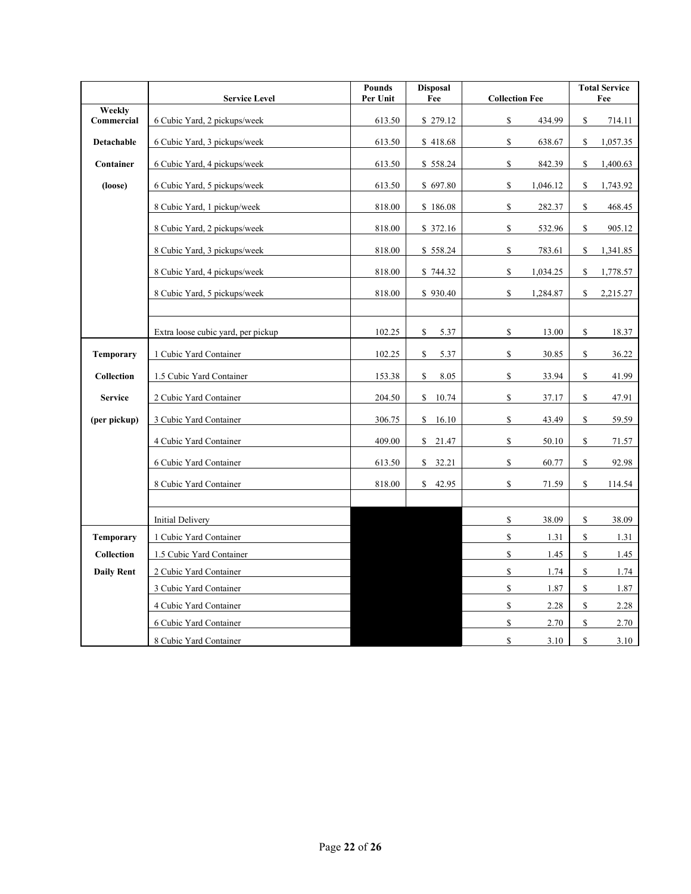|  | Service Level | Pounds Per Unit | Disposal Fee | Collection Fee | Total Service Fee |
|---|---|---|---|---|---|
| Weekly Commercial | 6 Cubic Yard, 2 pickups/week | 613.50 | $ 279.12 | $ 434.99 | $ 714.11 |
| Detachable | 6 Cubic Yard, 3 pickups/week | 613.50 | $ 418.68 | $ 638.67 | $ 1,057.35 |
| Container | 6 Cubic Yard, 4 pickups/week | 613.50 | $ 558.24 | $ 842.39 | $ 1,400.63 |
| (loose) | 6 Cubic Yard, 5 pickups/week | 613.50 | $ 697.80 | $ 1,046.12 | $ 1,743.92 |
|  | 8 Cubic Yard, 1 pickup/week | 818.00 | $ 186.08 | $ 282.37 | $ 468.45 |
|  | 8 Cubic Yard, 2 pickups/week | 818.00 | $ 372.16 | $ 532.96 | $ 905.12 |
|  | 8 Cubic Yard, 3 pickups/week | 818.00 | $ 558.24 | $ 783.61 | $ 1,341.85 |
|  | 8 Cubic Yard, 4 pickups/week | 818.00 | $ 744.32 | $ 1,034.25 | $ 1,778.57 |
|  | 8 Cubic Yard, 5 pickups/week | 818.00 | $ 930.40 | $ 1,284.87 | $ 2,215.27 |
|  |  |  |  |  |  |
|  | Extra loose cubic yard, per pickup | 102.25 | $ 5.37 | $ 13.00 | $ 18.37 |
| Temporary | 1 Cubic Yard Container | 102.25 | $ 5.37 | $ 30.85 | $ 36.22 |
| Collection | 1.5 Cubic Yard Container | 153.38 | $ 8.05 | $ 33.94 | $ 41.99 |
| Service | 2 Cubic Yard Container | 204.50 | $ 10.74 | $ 37.17 | $ 47.91 |
| (per pickup) | 3 Cubic Yard Container | 306.75 | $ 16.10 | $ 43.49 | $ 59.59 |
|  | 4 Cubic Yard Container | 409.00 | $ 21.47 | $ 50.10 | $ 71.57 |
|  | 6 Cubic Yard Container | 613.50 | $ 32.21 | $ 60.77 | $ 92.98 |
|  | 8 Cubic Yard Container | 818.00 | $ 42.95 | $ 71.59 | $ 114.54 |
|  |  |  |  |  |  |
|  | Initial Delivery |  |  | $ 38.09 | $ 38.09 |
| Temporary | 1 Cubic Yard Container |  |  | $ 1.31 | $ 1.31 |
| Collection | 1.5 Cubic Yard Container |  |  | $ 1.45 | $ 1.45 |
| Daily Rent | 2 Cubic Yard Container |  |  | $ 1.74 | $ 1.74 |
|  | 3 Cubic Yard Container |  |  | $ 1.87 | $ 1.87 |
|  | 4 Cubic Yard Container |  |  | $ 2.28 | $ 2.28 |
|  | 6 Cubic Yard Container |  |  | $ 2.70 | $ 2.70 |
|  | 8 Cubic Yard Container |  |  | $ 3.10 | $ 3.10 |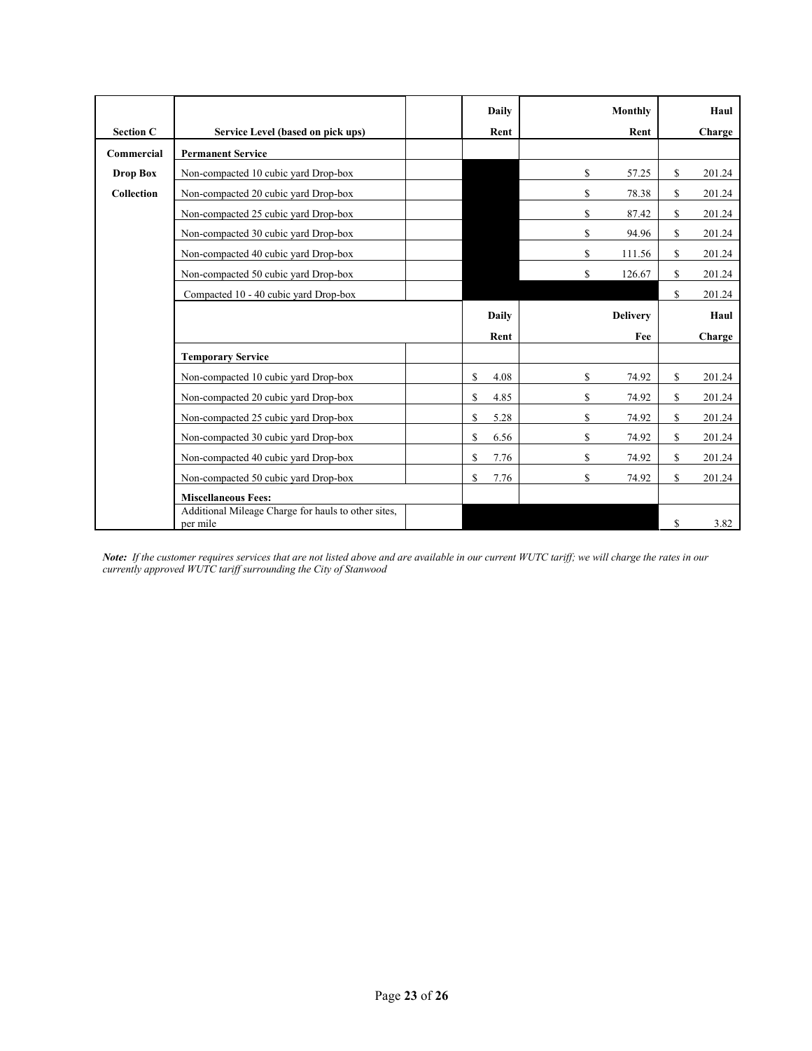| Section C | Service Level (based on pick ups) | | Daily Rent | Monthly Rent | Haul Charge |
|---|---|---|---|---|---|
| Commercial | **Permanent Service** | | | | |
| Drop Box | Non-compacted 10 cubic yard Drop-box | | | $ 57.25 | $ 201.24 |
| Collection | Non-compacted 20 cubic yard Drop-box | | | $ 78.38 | $ 201.24 |
| | Non-compacted 25 cubic yard Drop-box | | | $ 87.42 | $ 201.24 |
| | Non-compacted 30 cubic yard Drop-box | | | $ 94.96 | $ 201.24 |
| | Non-compacted 40 cubic yard Drop-box | | | $ 111.56 | $ 201.24 |
| | Non-compacted 50 cubic yard Drop-box | | | $ 126.67 | $ 201.24 |
| | Compacted 10 - 40 cubic yard Drop-box | | | | $ 201.24 |
| | | | **Daily Rent** | **Delivery Fee** | **Haul Charge** |
| | **Temporary Service** | | | | |
| | Non-compacted 10 cubic yard Drop-box | | $ 4.08 | $ 74.92 | $ 201.24 |
| | Non-compacted 20 cubic yard Drop-box | | $ 4.85 | $ 74.92 | $ 201.24 |
| | Non-compacted 25 cubic yard Drop-box | | $ 5.28 | $ 74.92 | $ 201.24 |
| | Non-compacted 30 cubic yard Drop-box | | $ 6.56 | $ 74.92 | $ 201.24 |
| | Non-compacted 40 cubic yard Drop-box | | $ 7.76 | $ 74.92 | $ 201.24 |
| | Non-compacted 50 cubic yard Drop-box | | $ 7.76 | $ 74.92 | $ 201.24 |
| | **Miscellaneous Fees:** | | | | |
| | Additional Mileage Charge for hauls to other sites, per mile | | | | $ 3.82 |

***Note:*** *If the customer requires services that are not listed above and are available in our current WUTC tariff; we will charge the rates in our currently approved WUTC tariff surrounding the City of Stanwood*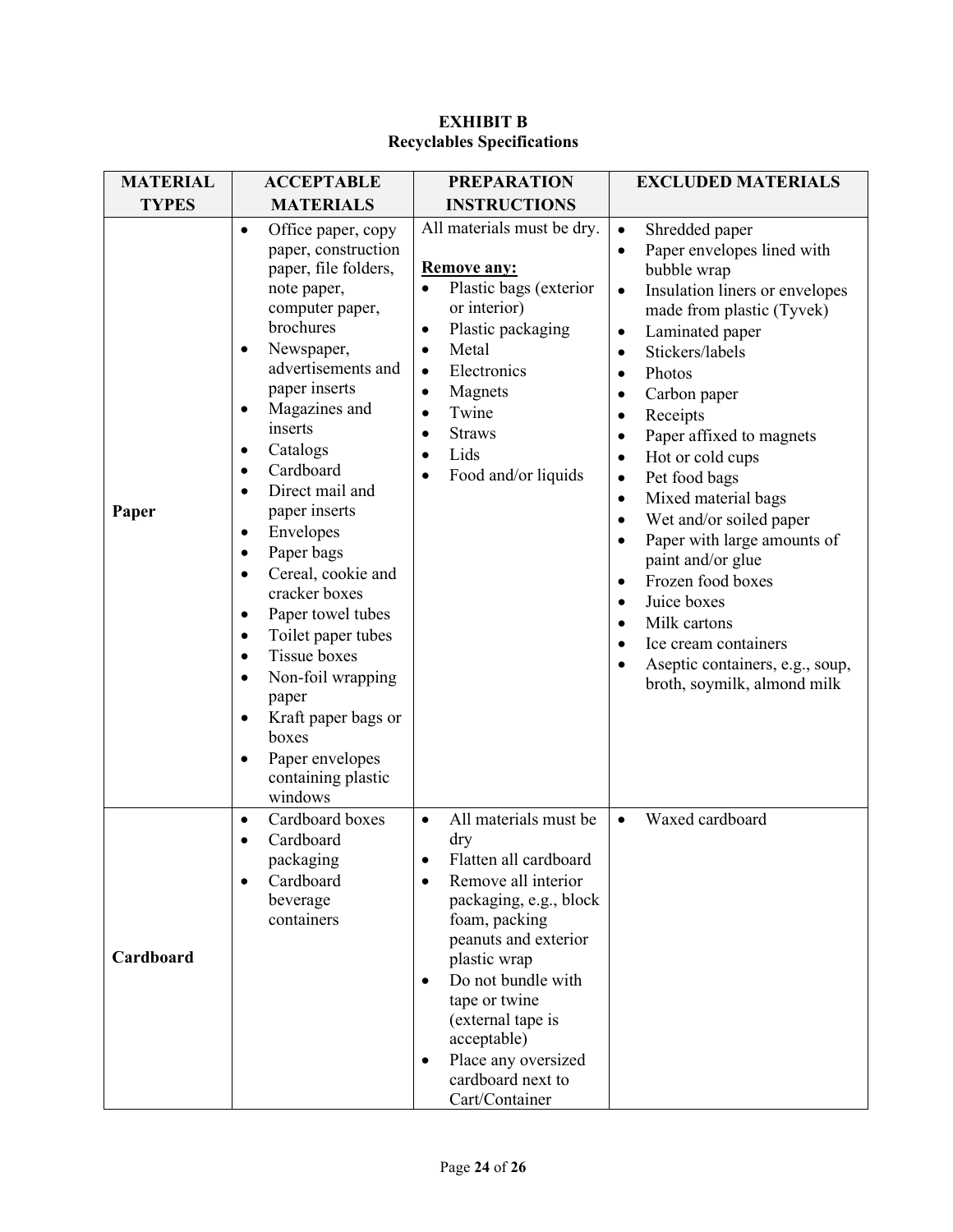**EXHIBIT B**
**Recyclables Specifications**

| MATERIAL TYPES | ACCEPTABLE MATERIALS | PREPARATION INSTRUCTIONS | EXCLUDED MATERIALS |
|---|---|---|---|
| **Paper** | • Office paper, copy paper, construction paper, file folders, note paper, computer paper, brochures<br>• Newspaper, advertisements and paper inserts<br>• Magazines and inserts<br>• Catalogs<br>• Cardboard<br>• Direct mail and paper inserts<br>• Envelopes<br>• Paper bags<br>• Cereal, cookie and cracker boxes<br>• Paper towel tubes<br>• Toilet paper tubes<br>• Tissue boxes<br>• Non-foil wrapping paper<br>• Kraft paper bags or boxes<br>• Paper envelopes containing plastic windows | All materials must be dry.<br><br>**Remove any:**<br>• Plastic bags (exterior or interior)<br>• Plastic packaging<br>• Metal<br>• Electronics<br>• Magnets<br>• Twine<br>• Straws<br>• Lids<br>• Food and/or liquids | • Shredded paper<br>• Paper envelopes lined with bubble wrap<br>• Insulation liners or envelopes made from plastic (Tyvek)<br>• Laminated paper<br>• Stickers/labels<br>• Photos<br>• Carbon paper<br>• Receipts<br>• Paper affixed to magnets<br>• Hot or cold cups<br>• Pet food bags<br>• Mixed material bags<br>• Wet and/or soiled paper<br>• Paper with large amounts of paint and/or glue<br>• Frozen food boxes<br>• Juice boxes<br>• Milk cartons<br>• Ice cream containers<br>• Aseptic containers, e.g., soup, broth, soymilk, almond milk |
| **Cardboard** | • Cardboard boxes<br>• Cardboard packaging<br>• Cardboard beverage containers | • All materials must be dry<br>• Flatten all cardboard<br>• Remove all interior packaging, e.g., block foam, packing peanuts and exterior plastic wrap<br>• Do not bundle with tape or twine (external tape is acceptable)<br>• Place any oversized cardboard next to Cart/Container | • Waxed cardboard |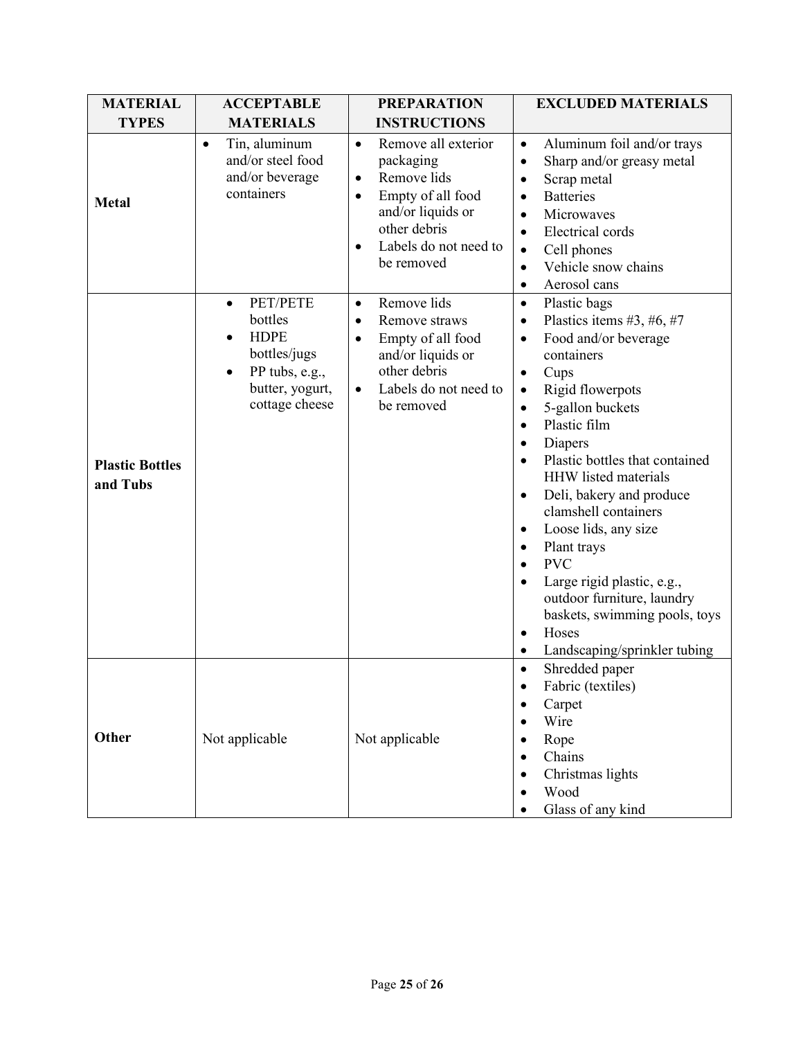| MATERIAL TYPES | ACCEPTABLE MATERIALS | PREPARATION INSTRUCTIONS | EXCLUDED MATERIALS |
|---|---|---|---|
| **Metal** | • Tin, aluminum and/or steel food and/or beverage containers | • Remove all exterior packaging<br>• Remove lids<br>• Empty of all food and/or liquids or other debris<br>• Labels do not need to be removed | • Aluminum foil and/or trays<br>• Sharp and/or greasy metal<br>• Scrap metal<br>• Batteries<br>• Microwaves<br>• Electrical cords<br>• Cell phones<br>• Vehicle snow chains<br>• Aerosol cans |
| **Plastic Bottles and Tubs** | • PET/PETE bottles<br>• HDPE bottles/jugs<br>• PP tubs, e.g., butter, yogurt, cottage cheese | • Remove lids<br>• Remove straws<br>• Empty of all food and/or liquids or other debris<br>• Labels do not need to be removed | • Plastic bags<br>• Plastics items #3, #6, #7<br>• Food and/or beverage containers<br>• Cups<br>• Rigid flowerpots<br>• 5-gallon buckets<br>• Plastic film<br>• Diapers<br>• Plastic bottles that contained HHW listed materials<br>• Deli, bakery and produce clamshell containers<br>• Loose lids, any size<br>• Plant trays<br>• PVC<br>• Large rigid plastic, e.g., outdoor furniture, laundry baskets, swimming pools, toys<br>• Hoses<br>• Landscaping/sprinkler tubing |
| **Other** | Not applicable | Not applicable | • Shredded paper<br>• Fabric (textiles)<br>• Carpet<br>• Wire<br>• Rope<br>• Chains<br>• Christmas lights<br>• Wood<br>• Glass of any kind |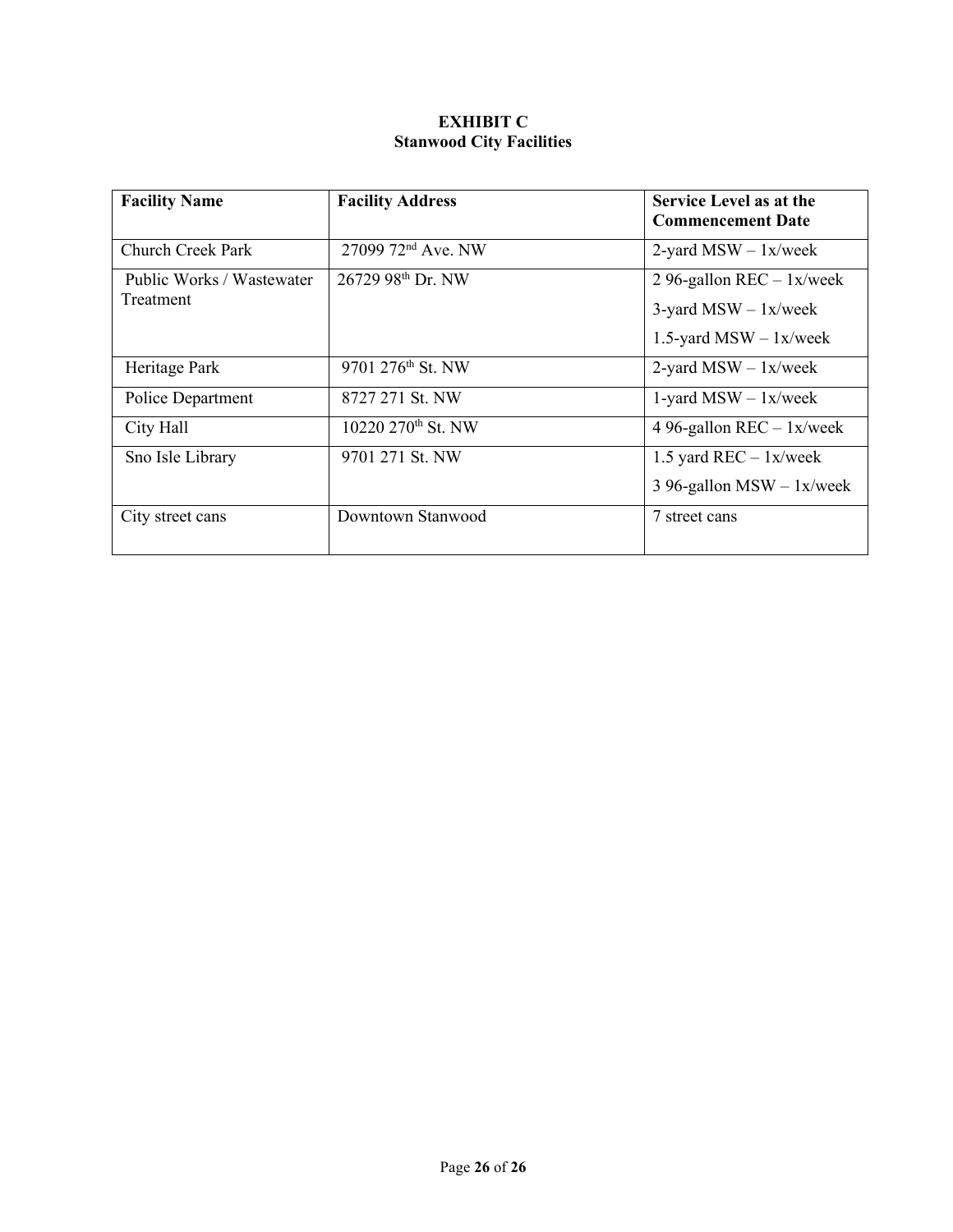**EXHIBIT C**
**Stanwood City Facilities**

| Facility Name | Facility Address | Service Level as at the Commencement Date |
|---|---|---|
| Church Creek Park | 27099 72nd Ave. NW | 2-yard MSW – 1x/week |
| Public Works / Wastewater Treatment | 26729 98th Dr. NW | 2 96-gallon REC – 1x/week<br>3-yard MSW – 1x/week<br>1.5-yard MSW – 1x/week |
| Heritage Park | 9701 276th St. NW | 2-yard MSW – 1x/week |
| Police Department | 8727 271 St. NW | 1-yard MSW – 1x/week |
| City Hall | 10220 270th St. NW | 4 96-gallon REC – 1x/week |
| Sno Isle Library | 9701 271 St. NW | 1.5 yard REC – 1x/week<br>3 96-gallon MSW – 1x/week |
| City street cans | Downtown Stanwood | 7 street cans |